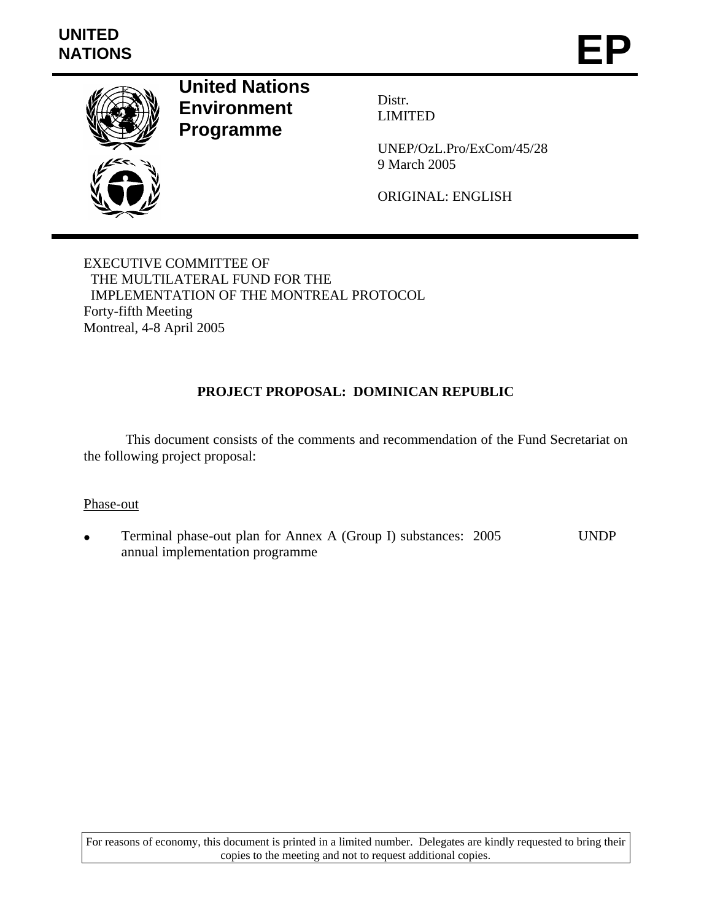UNITED NATIONS

# EP

**United Nations Environment Programme**

Distr.
LIMITED

UNEP/OzL.Pro/ExCom/45/28
9 March 2005

ORIGINAL: ENGLISH

EXECUTIVE COMMITTEE OF
THE MULTILATERAL FUND FOR THE
IMPLEMENTATION OF THE MONTREAL PROTOCOL
Forty-fifth Meeting
Montreal, 4-8 April 2005

## PROJECT PROPOSAL: DOMINICAN REPUBLIC

This document consists of the comments and recommendation of the Fund Secretariat on the following project proposal:

Phase-out

- Terminal phase-out plan for Annex A (Group I) substances: 2005 annual implementation programme — UNDP

For reasons of economy, this document is printed in a limited number. Delegates are kindly requested to bring their copies to the meeting and not to request additional copies.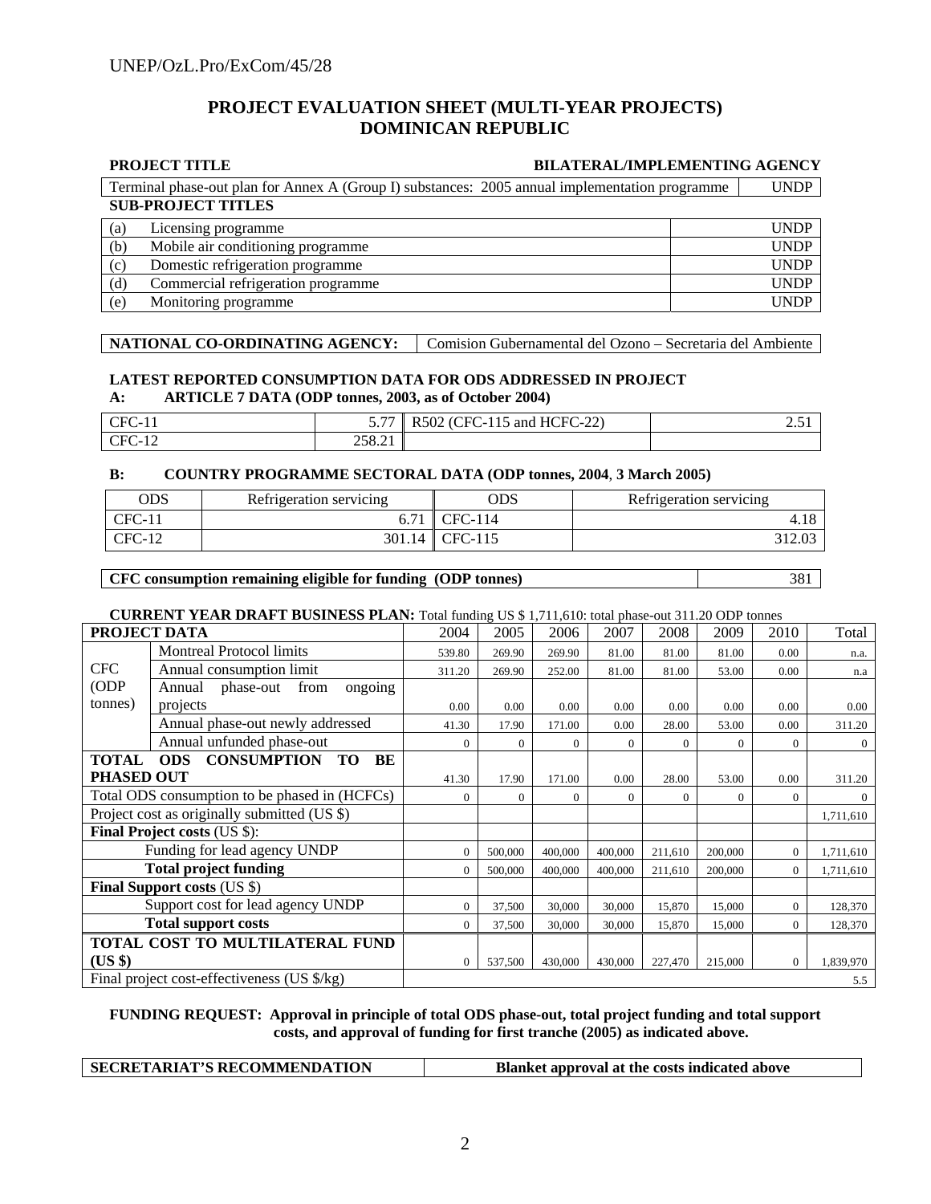# PROJECT EVALUATION SHEET (MULTI-YEAR PROJECTS)
# DOMINICAN REPUBLIC

| PROJECT TITLE | BILATERAL/IMPLEMENTING AGENCY |
|---|---|
| Terminal phase-out plan for Annex A (Group I) substances: 2005 annual implementation programme | UNDP |

**SUB-PROJECT TITLES**

| | | |
|---|---|---|
| (a) | Licensing programme | UNDP |
| (b) | Mobile air conditioning programme | UNDP |
| (c) | Domestic refrigeration programme | UNDP |
| (d) | Commercial refrigeration programme | UNDP |
| (e) | Monitoring programme | UNDP |

| NATIONAL CO-ORDINATING AGENCY: | Comision Gubernamental del Ozono – Secretaria del Ambiente |
|---|---|

**LATEST REPORTED CONSUMPTION DATA FOR ODS ADDRESSED IN PROJECT**

**A: ARTICLE 7 DATA (ODP tonnes, 2003, as of October 2004)**

| | | | |
|---|---|---|---|
| CFC-11 | 5.77 | R502 (CFC-115 and HCFC-22) | 2.51 |
| CFC-12 | 258.21 | | |

**B: COUNTRY PROGRAMME SECTORAL DATA (ODP tonnes, 2004, 3 March 2005)**

| ODS | Refrigeration servicing | ODS | Refrigeration servicing |
|---|---|---|---|
| CFC-11 | 6.71 | CFC-114 | 4.18 |
| CFC-12 | 301.14 | CFC-115 | 312.03 |

| CFC consumption remaining eligible for funding (ODP tonnes) | 381 |
|---|---|

**CURRENT YEAR DRAFT BUSINESS PLAN:** Total funding US $ 1,711,610: total phase-out 311.20 ODP tonnes

| PROJECT DATA | | 2004 | 2005 | 2006 | 2007 | 2008 | 2009 | 2010 | Total |
|---|---|---|---|---|---|---|---|---|---|
| CFC (ODP tonnes) | Montreal Protocol limits | 539.80 | 269.90 | 269.90 | 81.00 | 81.00 | 81.00 | 0.00 | n.a. |
| | Annual consumption limit | 311.20 | 269.90 | 252.00 | 81.00 | 81.00 | 53.00 | 0.00 | n.a |
| | Annual phase-out from ongoing projects | 0.00 | 0.00 | 0.00 | 0.00 | 0.00 | 0.00 | 0.00 | 0.00 |
| | Annual phase-out newly addressed | 41.30 | 17.90 | 171.00 | 0.00 | 28.00 | 53.00 | 0.00 | 311.20 |
| | Annual unfunded phase-out | 0 | 0 | 0 | 0 | 0 | 0 | 0 | 0 |
| **TOTAL ODS CONSUMPTION TO BE PHASED OUT** | | 41.30 | 17.90 | 171.00 | 0.00 | 28.00 | 53.00 | 0.00 | 311.20 |
| Total ODS consumption to be phased in (HCFCs) | | 0 | 0 | 0 | 0 | 0 | 0 | 0 | 0 |
| Project cost as originally submitted (US $) | | | | | | | | | 1,711,610 |
| **Final Project costs** (US $): | | | | | | | | | |
| Funding for lead agency UNDP | | 0 | 500,000 | 400,000 | 400,000 | 211,610 | 200,000 | 0 | 1,711,610 |
| **Total project funding** | | 0 | 500,000 | 400,000 | 400,000 | 211,610 | 200,000 | 0 | 1,711,610 |
| **Final Support costs** (US $) | | | | | | | | | |
| Support cost for lead agency UNDP | | 0 | 37,500 | 30,000 | 30,000 | 15,870 | 15,000 | 0 | 128,370 |
| **Total support costs** | | 0 | 37,500 | 30,000 | 30,000 | 15,870 | 15,000 | 0 | 128,370 |
| **TOTAL COST TO MULTILATERAL FUND (US $)** | | 0 | 537,500 | 430,000 | 430,000 | 227,470 | 215,000 | 0 | 1,839,970 |
| Final project cost-effectiveness (US $/kg) | | | | | | | | | 5.5 |

**FUNDING REQUEST: Approval in principle of total ODS phase-out, total project funding and total support costs, and approval of funding for first tranche (2005) as indicated above.**

| SECRETARIAT'S RECOMMENDATION | Blanket approval at the costs indicated above |
|---|---|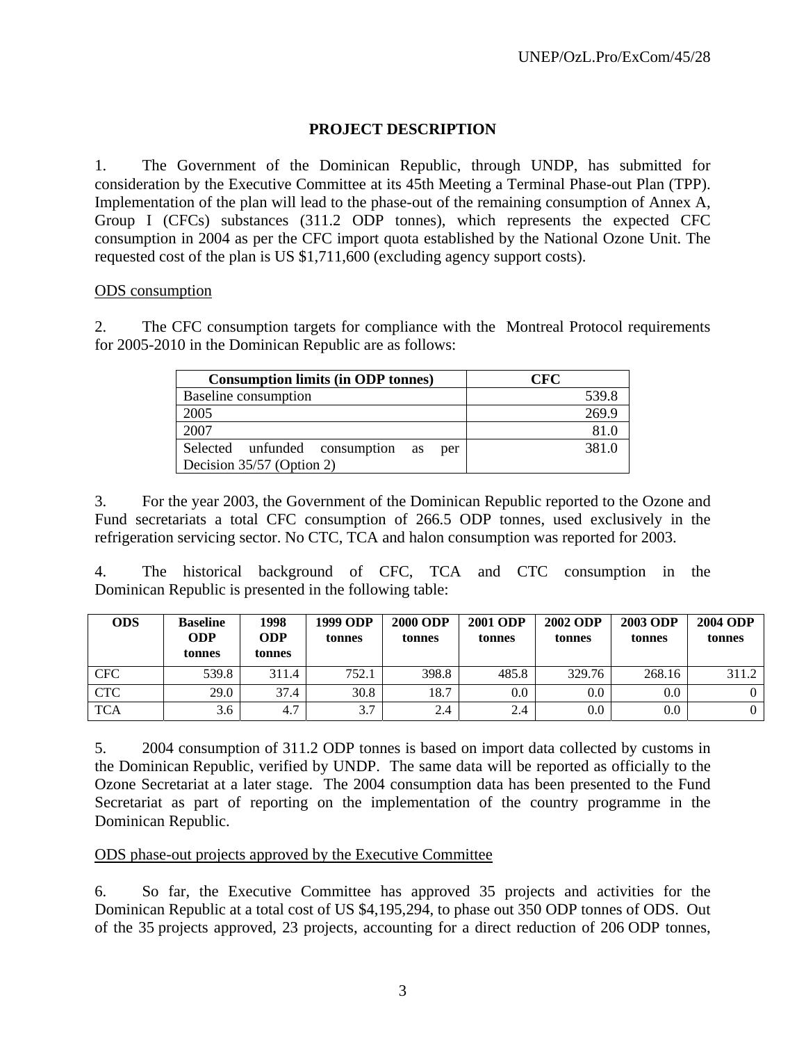## PROJECT DESCRIPTION

1. The Government of the Dominican Republic, through UNDP, has submitted for consideration by the Executive Committee at its 45th Meeting a Terminal Phase-out Plan (TPP). Implementation of the plan will lead to the phase-out of the remaining consumption of Annex A, Group I (CFCs) substances (311.2 ODP tonnes), which represents the expected CFC consumption in 2004 as per the CFC import quota established by the National Ozone Unit. The requested cost of the plan is US $1,711,600 (excluding agency support costs).

ODS consumption

2. The CFC consumption targets for compliance with the Montreal Protocol requirements for 2005-2010 in the Dominican Republic are as follows:

| Consumption limits (in ODP tonnes) | CFC |
|---|---|
| Baseline consumption | 539.8 |
| 2005 | 269.9 |
| 2007 | 81.0 |
| Selected unfunded consumption as per Decision 35/57 (Option 2) | 381.0 |

3. For the year 2003, the Government of the Dominican Republic reported to the Ozone and Fund secretariats a total CFC consumption of 266.5 ODP tonnes, used exclusively in the refrigeration servicing sector. No CTC, TCA and halon consumption was reported for 2003.

4. The historical background of CFC, TCA and CTC consumption in the Dominican Republic is presented in the following table:

| ODS | Baseline ODP tonnes | 1998 ODP tonnes | 1999 ODP tonnes | 2000 ODP tonnes | 2001 ODP tonnes | 2002 ODP tonnes | 2003 ODP tonnes | 2004 ODP tonnes |
|---|---|---|---|---|---|---|---|---|
| CFC | 539.8 | 311.4 | 752.1 | 398.8 | 485.8 | 329.76 | 268.16 | 311.2 |
| CTC | 29.0 | 37.4 | 30.8 | 18.7 | 0.0 | 0.0 | 0.0 | 0 |
| TCA | 3.6 | 4.7 | 3.7 | 2.4 | 2.4 | 0.0 | 0.0 | 0 |

5. 2004 consumption of 311.2 ODP tonnes is based on import data collected by customs in the Dominican Republic, verified by UNDP. The same data will be reported as officially to the Ozone Secretariat at a later stage. The 2004 consumption data has been presented to the Fund Secretariat as part of reporting on the implementation of the country programme in the Dominican Republic.

ODS phase-out projects approved by the Executive Committee

6. So far, the Executive Committee has approved 35 projects and activities for the Dominican Republic at a total cost of US $4,195,294, to phase out 350 ODP tonnes of ODS. Out of the 35 projects approved, 23 projects, accounting for a direct reduction of 206 ODP tonnes,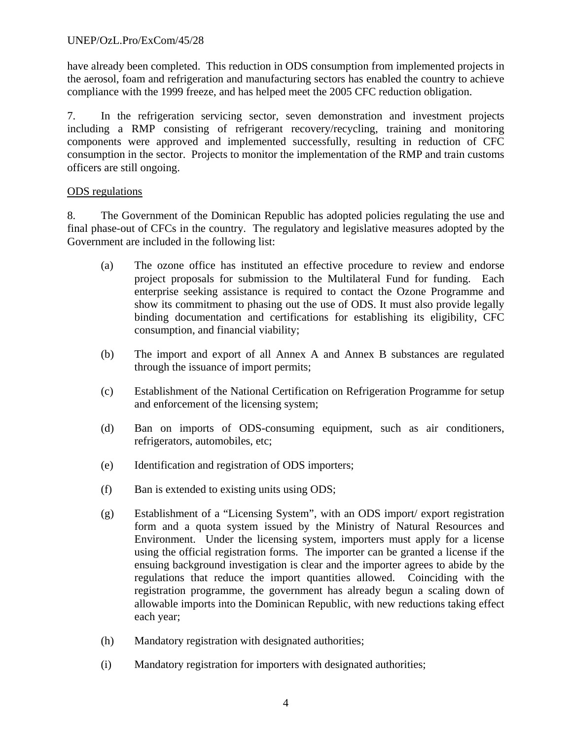have already been completed. This reduction in ODS consumption from implemented projects in the aerosol, foam and refrigeration and manufacturing sectors has enabled the country to achieve compliance with the 1999 freeze, and has helped meet the 2005 CFC reduction obligation.

7. In the refrigeration servicing sector, seven demonstration and investment projects including a RMP consisting of refrigerant recovery/recycling, training and monitoring components were approved and implemented successfully, resulting in reduction of CFC consumption in the sector. Projects to monitor the implementation of the RMP and train customs officers are still ongoing.

<u>ODS regulations</u>

8. The Government of the Dominican Republic has adopted policies regulating the use and final phase-out of CFCs in the country. The regulatory and legislative measures adopted by the Government are included in the following list:

(a) The ozone office has instituted an effective procedure to review and endorse project proposals for submission to the Multilateral Fund for funding. Each enterprise seeking assistance is required to contact the Ozone Programme and show its commitment to phasing out the use of ODS. It must also provide legally binding documentation and certifications for establishing its eligibility, CFC consumption, and financial viability;

(b) The import and export of all Annex A and Annex B substances are regulated through the issuance of import permits;

(c) Establishment of the National Certification on Refrigeration Programme for setup and enforcement of the licensing system;

(d) Ban on imports of ODS-consuming equipment, such as air conditioners, refrigerators, automobiles, etc;

(e) Identification and registration of ODS importers;

(f) Ban is extended to existing units using ODS;

(g) Establishment of a "Licensing System", with an ODS import/ export registration form and a quota system issued by the Ministry of Natural Resources and Environment. Under the licensing system, importers must apply for a license using the official registration forms. The importer can be granted a license if the ensuing background investigation is clear and the importer agrees to abide by the regulations that reduce the import quantities allowed. Coinciding with the registration programme, the government has already begun a scaling down of allowable imports into the Dominican Republic, with new reductions taking effect each year;

(h) Mandatory registration with designated authorities;

(i) Mandatory registration for importers with designated authorities;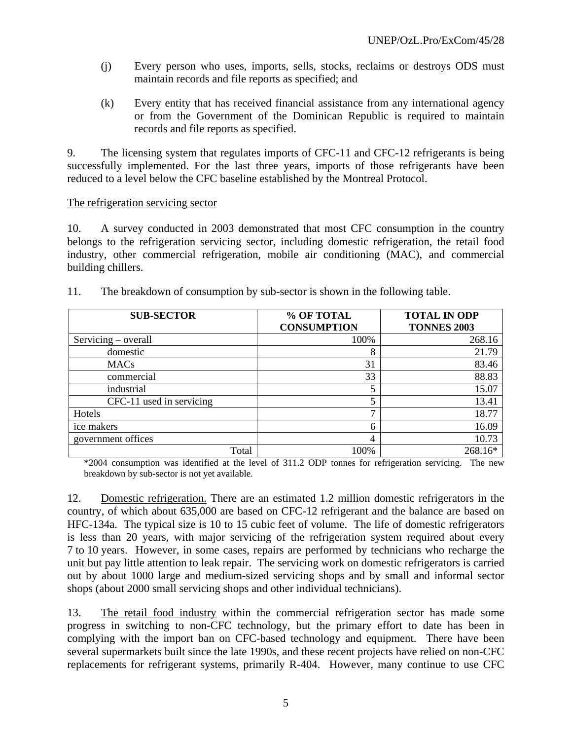(j) Every person who uses, imports, sells, stocks, reclaims or destroys ODS must maintain records and file reports as specified; and

(k) Every entity that has received financial assistance from any international agency or from the Government of the Dominican Republic is required to maintain records and file reports as specified.

9. The licensing system that regulates imports of CFC-11 and CFC-12 refrigerants is being successfully implemented. For the last three years, imports of those refrigerants have been reduced to a level below the CFC baseline established by the Montreal Protocol.

<u>The refrigeration servicing sector</u>

10. A survey conducted in 2003 demonstrated that most CFC consumption in the country belongs to the refrigeration servicing sector, including domestic refrigeration, the retail food industry, other commercial refrigeration, mobile air conditioning (MAC), and commercial building chillers.

11. The breakdown of consumption by sub-sector is shown in the following table.

| SUB-SECTOR | % OF TOTAL CONSUMPTION | TOTAL IN ODP TONNES 2003 |
|---|---|---|
| Servicing – overall | 100% | 268.16 |
| domestic | 8 | 21.79 |
| MACs | 31 | 83.46 |
| commercial | 33 | 88.83 |
| industrial | 5 | 15.07 |
| CFC-11 used in servicing | 5 | 13.41 |
| Hotels | 7 | 18.77 |
| ice makers | 6 | 16.09 |
| government offices | 4 | 10.73 |
| Total | 100% | 268.16* |

*2004 consumption was identified at the level of 311.2 ODP tonnes for refrigeration servicing. The new breakdown by sub-sector is not yet available.

12. <u>Domestic refrigeration.</u> There are an estimated 1.2 million domestic refrigerators in the country, of which about 635,000 are based on CFC-12 refrigerant and the balance are based on HFC-134a. The typical size is 10 to 15 cubic feet of volume. The life of domestic refrigerators is less than 20 years, with major servicing of the refrigeration system required about every 7 to 10 years. However, in some cases, repairs are performed by technicians who recharge the unit but pay little attention to leak repair. The servicing work on domestic refrigerators is carried out by about 1000 large and medium-sized servicing shops and by small and informal sector shops (about 2000 small servicing shops and other individual technicians).

13. <u>The retail food industry</u> within the commercial refrigeration sector has made some progress in switching to non-CFC technology, but the primary effort to date has been in complying with the import ban on CFC-based technology and equipment. There have been several supermarkets built since the late 1990s, and these recent projects have relied on non-CFC replacements for refrigerant systems, primarily R-404. However, many continue to use CFC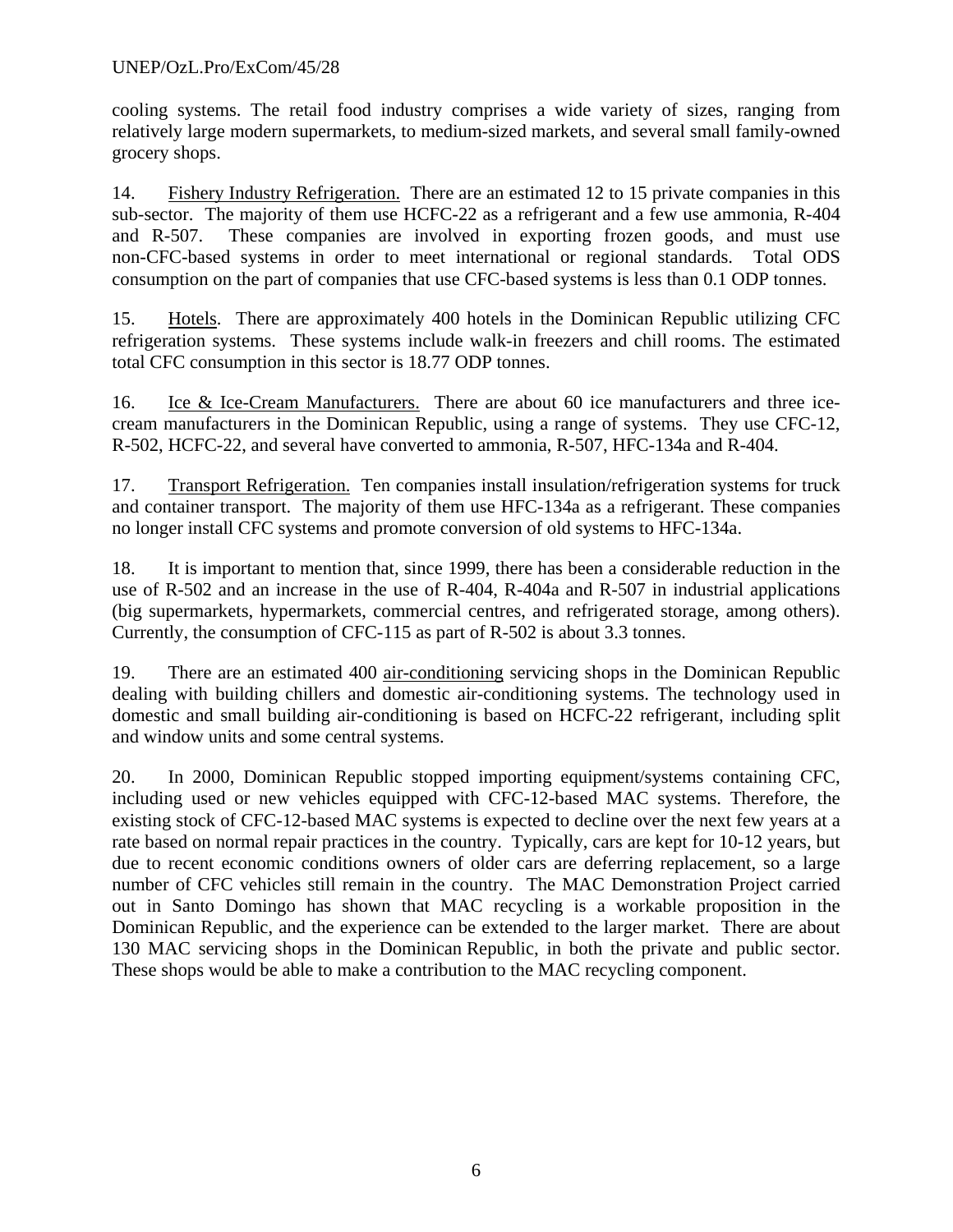cooling systems. The retail food industry comprises a wide variety of sizes, ranging from relatively large modern supermarkets, to medium-sized markets, and several small family-owned grocery shops.

14. Fishery Industry Refrigeration. There are an estimated 12 to 15 private companies in this sub-sector. The majority of them use HCFC-22 as a refrigerant and a few use ammonia, R-404 and R-507. These companies are involved in exporting frozen goods, and must use non-CFC-based systems in order to meet international or regional standards. Total ODS consumption on the part of companies that use CFC-based systems is less than 0.1 ODP tonnes.

15. Hotels. There are approximately 400 hotels in the Dominican Republic utilizing CFC refrigeration systems. These systems include walk-in freezers and chill rooms. The estimated total CFC consumption in this sector is 18.77 ODP tonnes.

16. Ice & Ice-Cream Manufacturers. There are about 60 ice manufacturers and three ice-cream manufacturers in the Dominican Republic, using a range of systems. They use CFC-12, R-502, HCFC-22, and several have converted to ammonia, R-507, HFC-134a and R-404.

17. Transport Refrigeration. Ten companies install insulation/refrigeration systems for truck and container transport. The majority of them use HFC-134a as a refrigerant. These companies no longer install CFC systems and promote conversion of old systems to HFC-134a.

18. It is important to mention that, since 1999, there has been a considerable reduction in the use of R-502 and an increase in the use of R-404, R-404a and R-507 in industrial applications (big supermarkets, hypermarkets, commercial centres, and refrigerated storage, among others). Currently, the consumption of CFC-115 as part of R-502 is about 3.3 tonnes.

19. There are an estimated 400 air-conditioning servicing shops in the Dominican Republic dealing with building chillers and domestic air-conditioning systems. The technology used in domestic and small building air-conditioning is based on HCFC-22 refrigerant, including split and window units and some central systems.

20. In 2000, Dominican Republic stopped importing equipment/systems containing CFC, including used or new vehicles equipped with CFC-12-based MAC systems. Therefore, the existing stock of CFC-12-based MAC systems is expected to decline over the next few years at a rate based on normal repair practices in the country. Typically, cars are kept for 10-12 years, but due to recent economic conditions owners of older cars are deferring replacement, so a large number of CFC vehicles still remain in the country. The MAC Demonstration Project carried out in Santo Domingo has shown that MAC recycling is a workable proposition in the Dominican Republic, and the experience can be extended to the larger market. There are about 130 MAC servicing shops in the Dominican Republic, in both the private and public sector. These shops would be able to make a contribution to the MAC recycling component.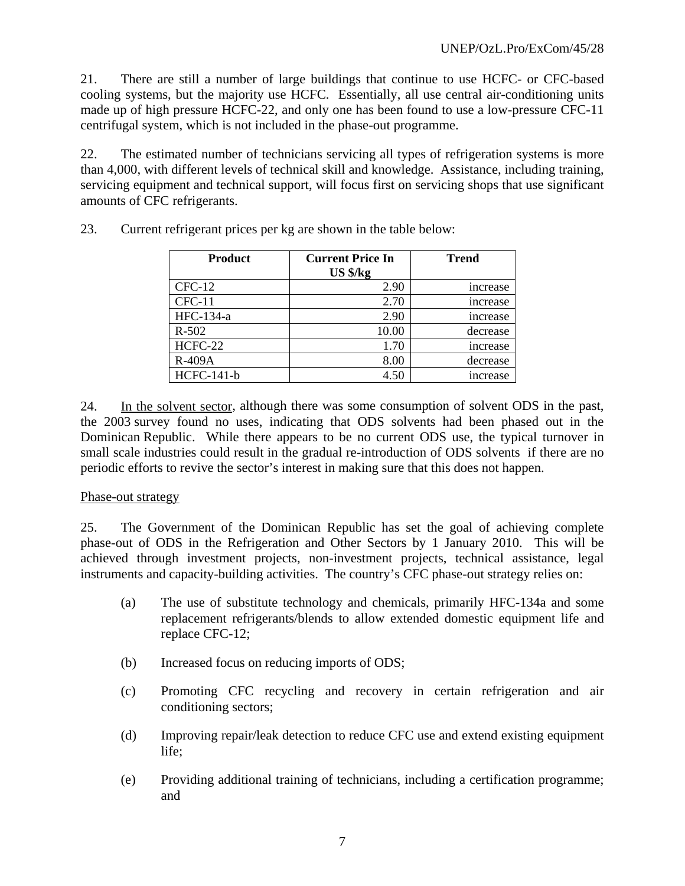21. There are still a number of large buildings that continue to use HCFC- or CFC-based cooling systems, but the majority use HCFC. Essentially, all use central air-conditioning units made up of high pressure HCFC-22, and only one has been found to use a low-pressure CFC-11 centrifugal system, which is not included in the phase-out programme.

22. The estimated number of technicians servicing all types of refrigeration systems is more than 4,000, with different levels of technical skill and knowledge. Assistance, including training, servicing equipment and technical support, will focus first on servicing shops that use significant amounts of CFC refrigerants.

23. Current refrigerant prices per kg are shown in the table below:

| Product | Current Price In US $/kg | Trend |
|---|---:|---:|
| CFC-12 | 2.90 | increase |
| CFC-11 | 2.70 | increase |
| HFC-134-a | 2.90 | increase |
| R-502 | 10.00 | decrease |
| HCFC-22 | 1.70 | increase |
| R-409A | 8.00 | decrease |
| HCFC-141-b | 4.50 | increase |

24. <u>In the solvent sector</u>, although there was some consumption of solvent ODS in the past, the 2003 survey found no uses, indicating that ODS solvents had been phased out in the Dominican Republic. While there appears to be no current ODS use, the typical turnover in small scale industries could result in the gradual re-introduction of ODS solvents if there are no periodic efforts to revive the sector's interest in making sure that this does not happen.

<u>Phase-out strategy</u>

25. The Government of the Dominican Republic has set the goal of achieving complete phase-out of ODS in the Refrigeration and Other Sectors by 1 January 2010. This will be achieved through investment projects, non-investment projects, technical assistance, legal instruments and capacity-building activities. The country's CFC phase-out strategy relies on:

(a) The use of substitute technology and chemicals, primarily HFC-134a and some replacement refrigerants/blends to allow extended domestic equipment life and replace CFC-12;

(b) Increased focus on reducing imports of ODS;

(c) Promoting CFC recycling and recovery in certain refrigeration and air conditioning sectors;

(d) Improving repair/leak detection to reduce CFC use and extend existing equipment life;

(e) Providing additional training of technicians, including a certification programme; and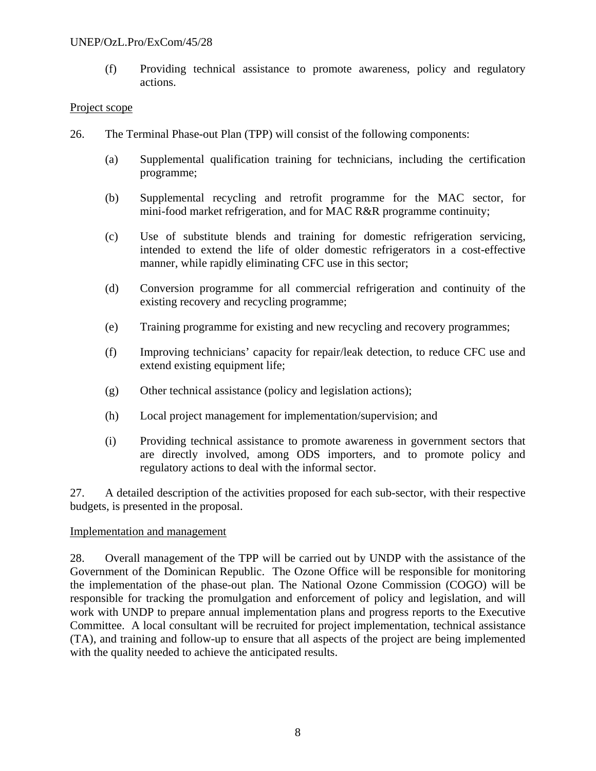(f) Providing technical assistance to promote awareness, policy and regulatory actions.

Project scope

26. The Terminal Phase-out Plan (TPP) will consist of the following components:

(a) Supplemental qualification training for technicians, including the certification programme;

(b) Supplemental recycling and retrofit programme for the MAC sector, for mini-food market refrigeration, and for MAC R&R programme continuity;

(c) Use of substitute blends and training for domestic refrigeration servicing, intended to extend the life of older domestic refrigerators in a cost-effective manner, while rapidly eliminating CFC use in this sector;

(d) Conversion programme for all commercial refrigeration and continuity of the existing recovery and recycling programme;

(e) Training programme for existing and new recycling and recovery programmes;

(f) Improving technicians' capacity for repair/leak detection, to reduce CFC use and extend existing equipment life;

(g) Other technical assistance (policy and legislation actions);

(h) Local project management for implementation/supervision; and

(i) Providing technical assistance to promote awareness in government sectors that are directly involved, among ODS importers, and to promote policy and regulatory actions to deal with the informal sector.

27. A detailed description of the activities proposed for each sub-sector, with their respective budgets, is presented in the proposal.

Implementation and management

28. Overall management of the TPP will be carried out by UNDP with the assistance of the Government of the Dominican Republic. The Ozone Office will be responsible for monitoring the implementation of the phase-out plan. The National Ozone Commission (COGO) will be responsible for tracking the promulgation and enforcement of policy and legislation, and will work with UNDP to prepare annual implementation plans and progress reports to the Executive Committee. A local consultant will be recruited for project implementation, technical assistance (TA), and training and follow-up to ensure that all aspects of the project are being implemented with the quality needed to achieve the anticipated results.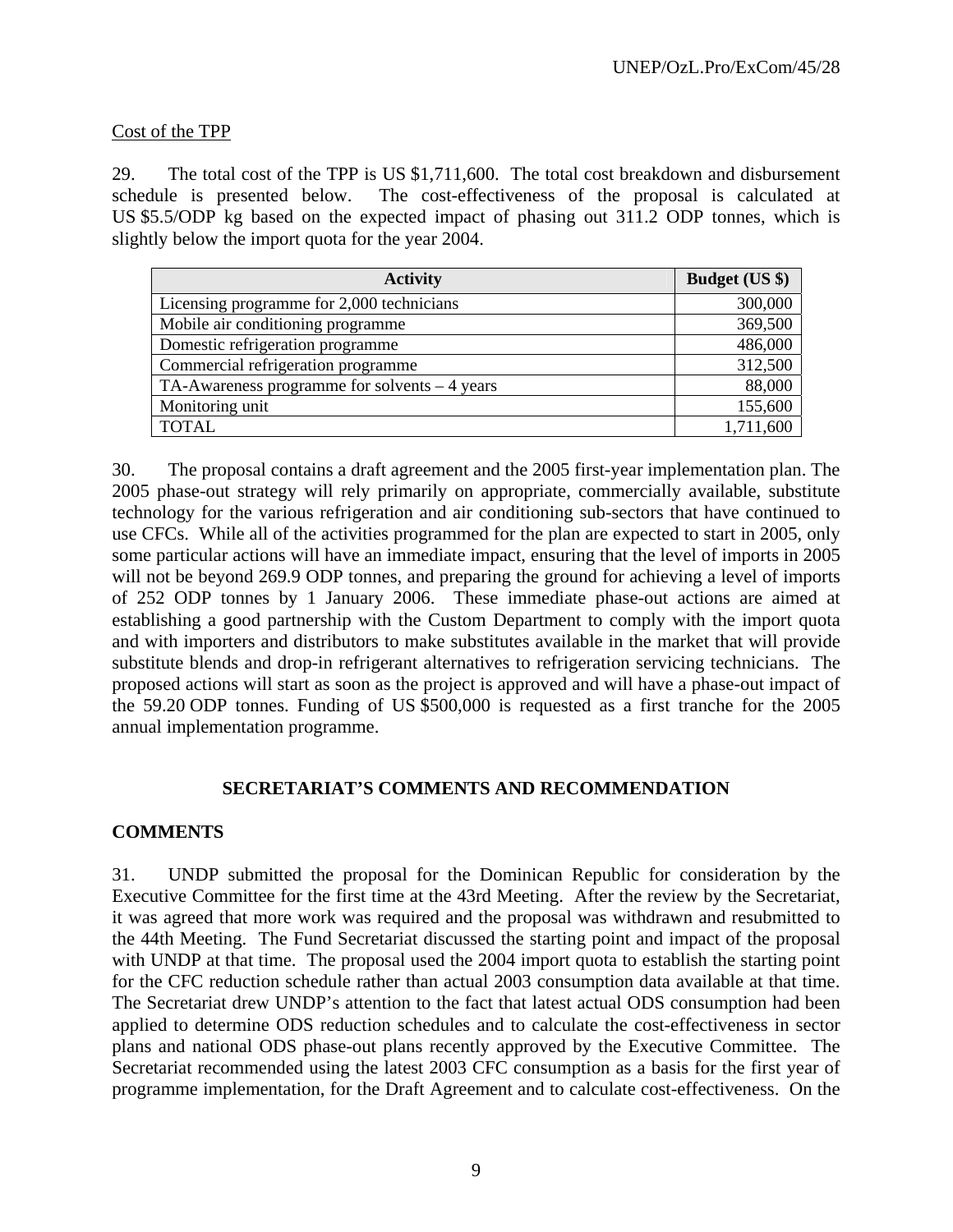Cost of the TPP

29. The total cost of the TPP is US $1,711,600. The total cost breakdown and disbursement schedule is presented below. The cost-effectiveness of the proposal is calculated at US $5.5/ODP kg based on the expected impact of phasing out 311.2 ODP tonnes, which is slightly below the import quota for the year 2004.

| Activity | Budget (US $) |
|---|---:|
| Licensing programme for 2,000 technicians | 300,000 |
| Mobile air conditioning programme | 369,500 |
| Domestic refrigeration programme | 486,000 |
| Commercial refrigeration programme | 312,500 |
| TA-Awareness programme for solvents – 4 years | 88,000 |
| Monitoring unit | 155,600 |
| TOTAL | 1,711,600 |

30. The proposal contains a draft agreement and the 2005 first-year implementation plan. The 2005 phase-out strategy will rely primarily on appropriate, commercially available, substitute technology for the various refrigeration and air conditioning sub-sectors that have continued to use CFCs. While all of the activities programmed for the plan are expected to start in 2005, only some particular actions will have an immediate impact, ensuring that the level of imports in 2005 will not be beyond 269.9 ODP tonnes, and preparing the ground for achieving a level of imports of 252 ODP tonnes by 1 January 2006. These immediate phase-out actions are aimed at establishing a good partnership with the Custom Department to comply with the import quota and with importers and distributors to make substitutes available in the market that will provide substitute blends and drop-in refrigerant alternatives to refrigeration servicing technicians. The proposed actions will start as soon as the project is approved and will have a phase-out impact of the 59.20 ODP tonnes. Funding of US $500,000 is requested as a first tranche for the 2005 annual implementation programme.

## SECRETARIAT'S COMMENTS AND RECOMMENDATION

### COMMENTS

31. UNDP submitted the proposal for the Dominican Republic for consideration by the Executive Committee for the first time at the 43rd Meeting. After the review by the Secretariat, it was agreed that more work was required and the proposal was withdrawn and resubmitted to the 44th Meeting. The Fund Secretariat discussed the starting point and impact of the proposal with UNDP at that time. The proposal used the 2004 import quota to establish the starting point for the CFC reduction schedule rather than actual 2003 consumption data available at that time. The Secretariat drew UNDP's attention to the fact that latest actual ODS consumption had been applied to determine ODS reduction schedules and to calculate the cost-effectiveness in sector plans and national ODS phase-out plans recently approved by the Executive Committee. The Secretariat recommended using the latest 2003 CFC consumption as a basis for the first year of programme implementation, for the Draft Agreement and to calculate cost-effectiveness. On the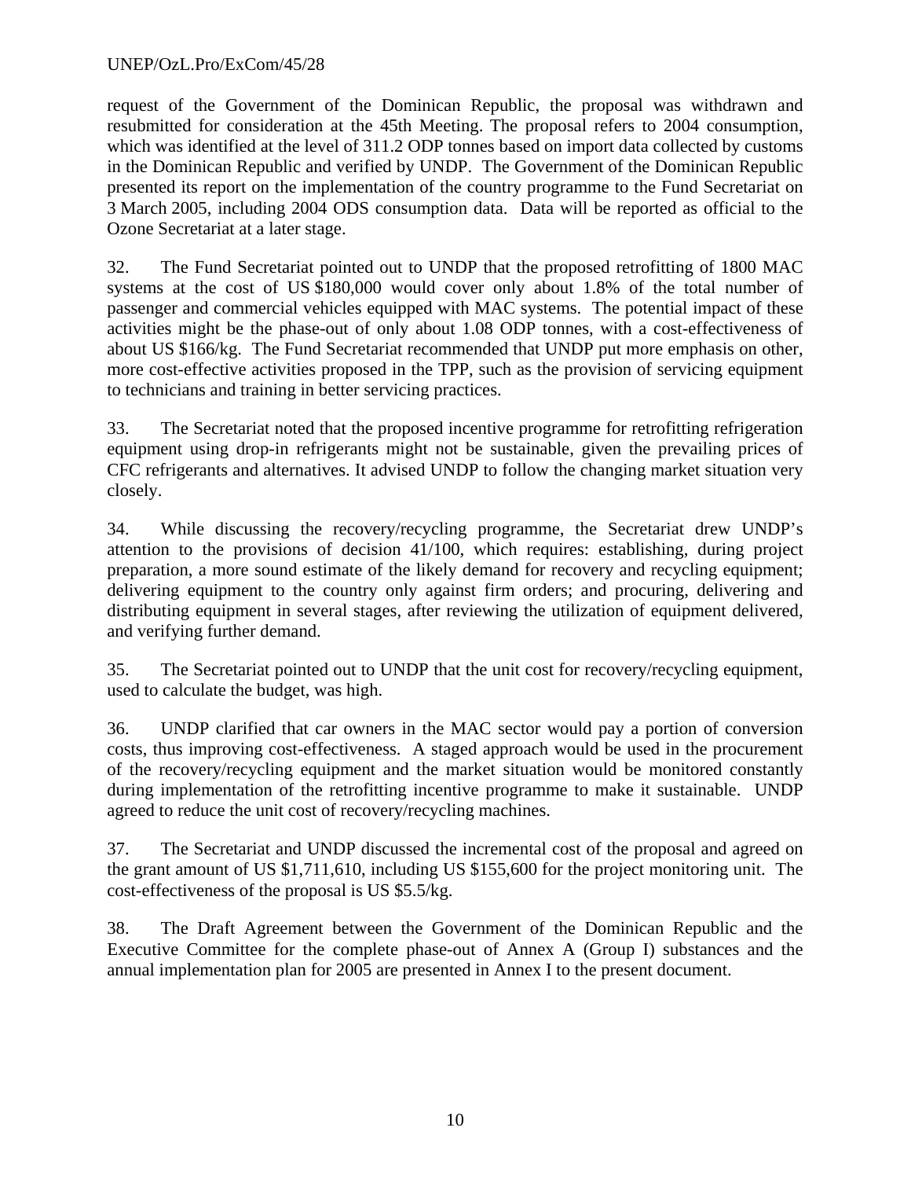request of the Government of the Dominican Republic, the proposal was withdrawn and resubmitted for consideration at the 45th Meeting. The proposal refers to 2004 consumption, which was identified at the level of 311.2 ODP tonnes based on import data collected by customs in the Dominican Republic and verified by UNDP. The Government of the Dominican Republic presented its report on the implementation of the country programme to the Fund Secretariat on 3 March 2005, including 2004 ODS consumption data. Data will be reported as official to the Ozone Secretariat at a later stage.

32. The Fund Secretariat pointed out to UNDP that the proposed retrofitting of 1800 MAC systems at the cost of US $180,000 would cover only about 1.8% of the total number of passenger and commercial vehicles equipped with MAC systems. The potential impact of these activities might be the phase-out of only about 1.08 ODP tonnes, with a cost-effectiveness of about US $166/kg. The Fund Secretariat recommended that UNDP put more emphasis on other, more cost-effective activities proposed in the TPP, such as the provision of servicing equipment to technicians and training in better servicing practices.

33. The Secretariat noted that the proposed incentive programme for retrofitting refrigeration equipment using drop-in refrigerants might not be sustainable, given the prevailing prices of CFC refrigerants and alternatives. It advised UNDP to follow the changing market situation very closely.

34. While discussing the recovery/recycling programme, the Secretariat drew UNDP's attention to the provisions of decision 41/100, which requires: establishing, during project preparation, a more sound estimate of the likely demand for recovery and recycling equipment; delivering equipment to the country only against firm orders; and procuring, delivering and distributing equipment in several stages, after reviewing the utilization of equipment delivered, and verifying further demand.

35. The Secretariat pointed out to UNDP that the unit cost for recovery/recycling equipment, used to calculate the budget, was high.

36. UNDP clarified that car owners in the MAC sector would pay a portion of conversion costs, thus improving cost-effectiveness. A staged approach would be used in the procurement of the recovery/recycling equipment and the market situation would be monitored constantly during implementation of the retrofitting incentive programme to make it sustainable. UNDP agreed to reduce the unit cost of recovery/recycling machines.

37. The Secretariat and UNDP discussed the incremental cost of the proposal and agreed on the grant amount of US $1,711,610, including US $155,600 for the project monitoring unit. The cost-effectiveness of the proposal is US $5.5/kg.

38. The Draft Agreement between the Government of the Dominican Republic and the Executive Committee for the complete phase-out of Annex A (Group I) substances and the annual implementation plan for 2005 are presented in Annex I to the present document.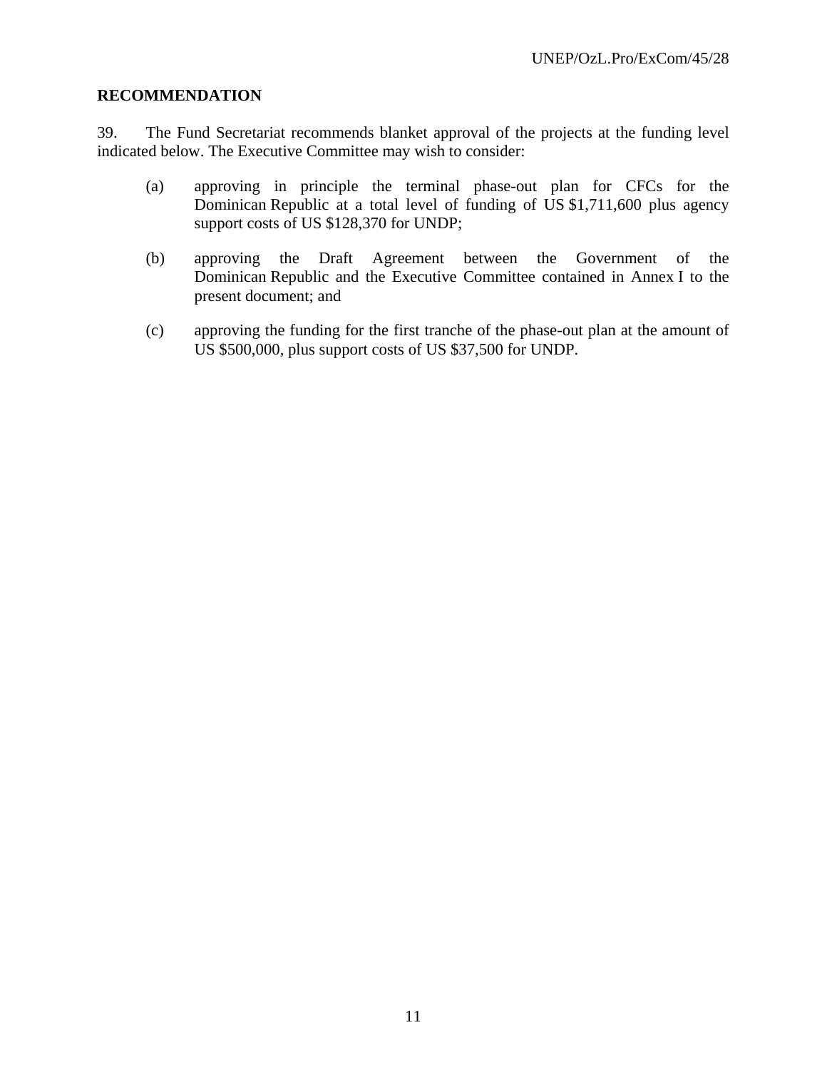**RECOMMENDATION**

39. The Fund Secretariat recommends blanket approval of the projects at the funding level indicated below. The Executive Committee may wish to consider:

(a) approving in principle the terminal phase-out plan for CFCs for the Dominican Republic at a total level of funding of US $1,711,600 plus agency support costs of US $128,370 for UNDP;

(b) approving the Draft Agreement between the Government of the Dominican Republic and the Executive Committee contained in Annex I to the present document; and

(c) approving the funding for the first tranche of the phase-out plan at the amount of US $500,000, plus support costs of US $37,500 for UNDP.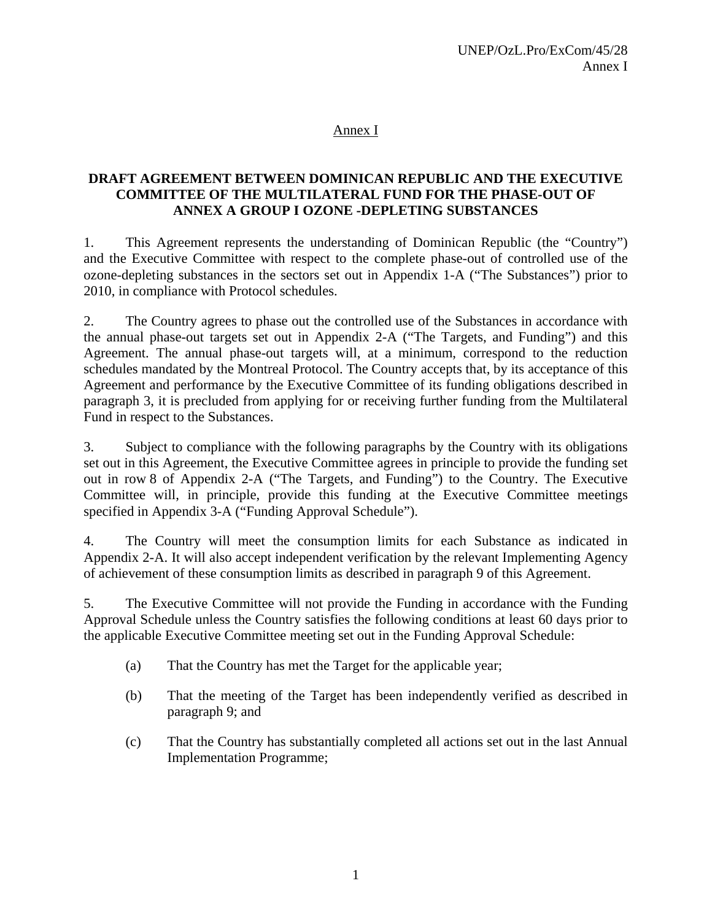Annex I

## DRAFT AGREEMENT BETWEEN DOMINICAN REPUBLIC AND THE EXECUTIVE COMMITTEE OF THE MULTILATERAL FUND FOR THE PHASE-OUT OF ANNEX A GROUP I OZONE -DEPLETING SUBSTANCES

1. This Agreement represents the understanding of Dominican Republic (the "Country") and the Executive Committee with respect to the complete phase-out of controlled use of the ozone-depleting substances in the sectors set out in Appendix 1-A ("The Substances") prior to 2010, in compliance with Protocol schedules.

2. The Country agrees to phase out the controlled use of the Substances in accordance with the annual phase-out targets set out in Appendix 2-A ("The Targets, and Funding") and this Agreement. The annual phase-out targets will, at a minimum, correspond to the reduction schedules mandated by the Montreal Protocol. The Country accepts that, by its acceptance of this Agreement and performance by the Executive Committee of its funding obligations described in paragraph 3, it is precluded from applying for or receiving further funding from the Multilateral Fund in respect to the Substances.

3. Subject to compliance with the following paragraphs by the Country with its obligations set out in this Agreement, the Executive Committee agrees in principle to provide the funding set out in row 8 of Appendix 2-A ("The Targets, and Funding") to the Country. The Executive Committee will, in principle, provide this funding at the Executive Committee meetings specified in Appendix 3-A ("Funding Approval Schedule").

4. The Country will meet the consumption limits for each Substance as indicated in Appendix 2-A. It will also accept independent verification by the relevant Implementing Agency of achievement of these consumption limits as described in paragraph 9 of this Agreement.

5. The Executive Committee will not provide the Funding in accordance with the Funding Approval Schedule unless the Country satisfies the following conditions at least 60 days prior to the applicable Executive Committee meeting set out in the Funding Approval Schedule:

   (a) That the Country has met the Target for the applicable year;

   (b) That the meeting of the Target has been independently verified as described in paragraph 9; and

   (c) That the Country has substantially completed all actions set out in the last Annual Implementation Programme;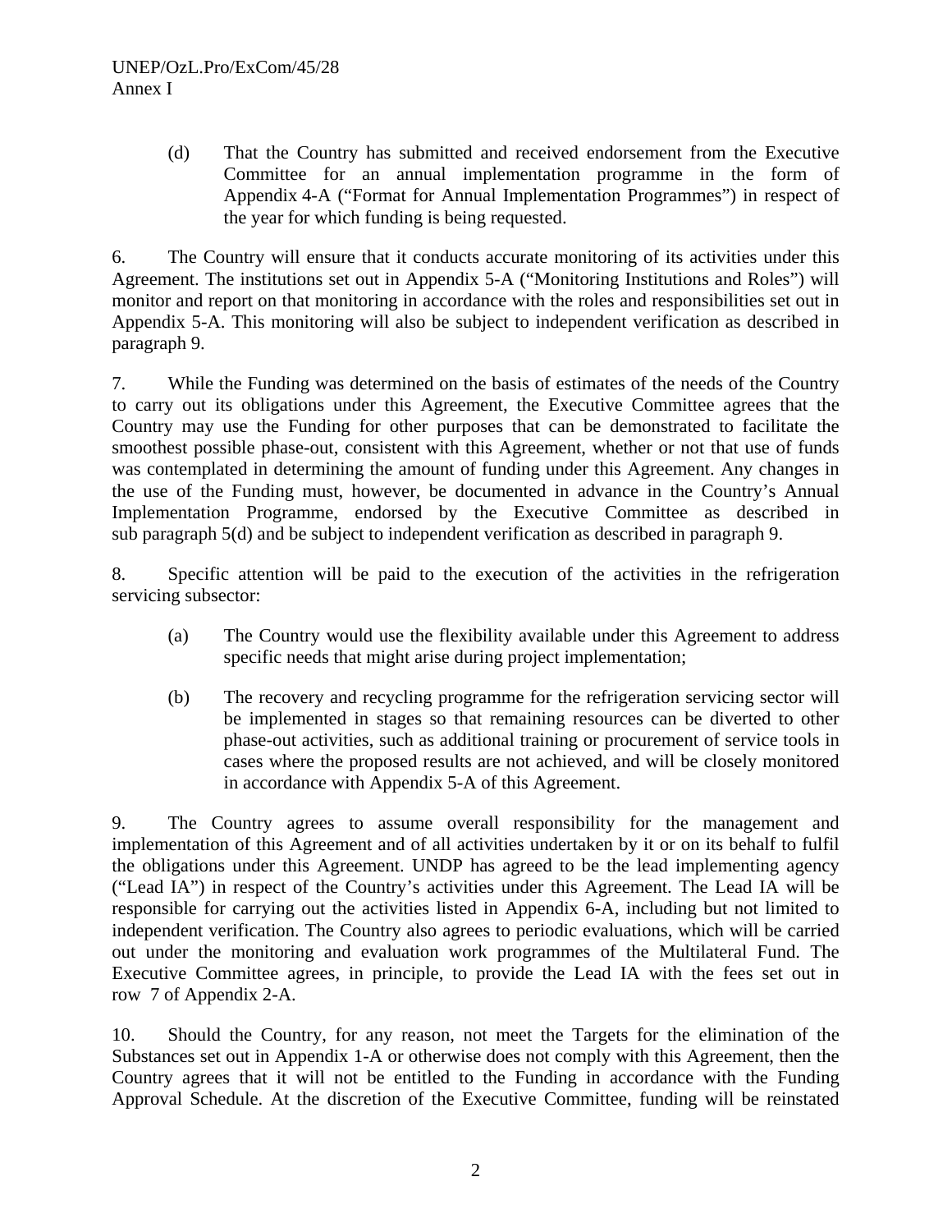(d) That the Country has submitted and received endorsement from the Executive Committee for an annual implementation programme in the form of Appendix 4-A ("Format for Annual Implementation Programmes") in respect of the year for which funding is being requested.

6. The Country will ensure that it conducts accurate monitoring of its activities under this Agreement. The institutions set out in Appendix 5-A ("Monitoring Institutions and Roles") will monitor and report on that monitoring in accordance with the roles and responsibilities set out in Appendix 5-A. This monitoring will also be subject to independent verification as described in paragraph 9.

7. While the Funding was determined on the basis of estimates of the needs of the Country to carry out its obligations under this Agreement, the Executive Committee agrees that the Country may use the Funding for other purposes that can be demonstrated to facilitate the smoothest possible phase-out, consistent with this Agreement, whether or not that use of funds was contemplated in determining the amount of funding under this Agreement. Any changes in the use of the Funding must, however, be documented in advance in the Country's Annual Implementation Programme, endorsed by the Executive Committee as described in sub paragraph 5(d) and be subject to independent verification as described in paragraph 9.

8. Specific attention will be paid to the execution of the activities in the refrigeration servicing subsector:

(a) The Country would use the flexibility available under this Agreement to address specific needs that might arise during project implementation;

(b) The recovery and recycling programme for the refrigeration servicing sector will be implemented in stages so that remaining resources can be diverted to other phase-out activities, such as additional training or procurement of service tools in cases where the proposed results are not achieved, and will be closely monitored in accordance with Appendix 5-A of this Agreement.

9. The Country agrees to assume overall responsibility for the management and implementation of this Agreement and of all activities undertaken by it or on its behalf to fulfil the obligations under this Agreement. UNDP has agreed to be the lead implementing agency ("Lead IA") in respect of the Country's activities under this Agreement. The Lead IA will be responsible for carrying out the activities listed in Appendix 6-A, including but not limited to independent verification. The Country also agrees to periodic evaluations, which will be carried out under the monitoring and evaluation work programmes of the Multilateral Fund. The Executive Committee agrees, in principle, to provide the Lead IA with the fees set out in row 7 of Appendix 2-A.

10. Should the Country, for any reason, not meet the Targets for the elimination of the Substances set out in Appendix 1-A or otherwise does not comply with this Agreement, then the Country agrees that it will not be entitled to the Funding in accordance with the Funding Approval Schedule. At the discretion of the Executive Committee, funding will be reinstated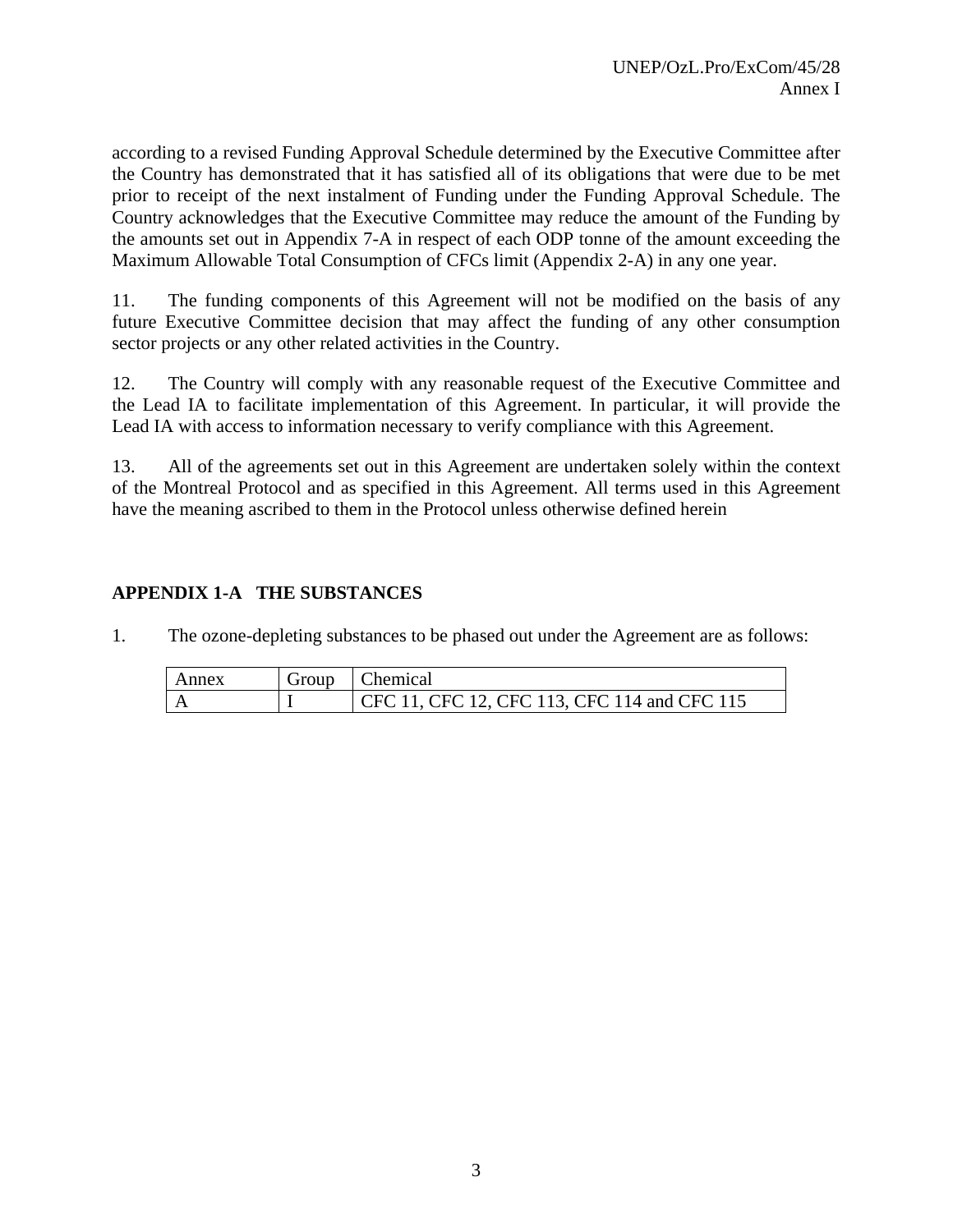according to a revised Funding Approval Schedule determined by the Executive Committee after the Country has demonstrated that it has satisfied all of its obligations that were due to be met prior to receipt of the next instalment of Funding under the Funding Approval Schedule. The Country acknowledges that the Executive Committee may reduce the amount of the Funding by the amounts set out in Appendix 7-A in respect of each ODP tonne of the amount exceeding the Maximum Allowable Total Consumption of CFCs limit (Appendix 2-A) in any one year.

11. The funding components of this Agreement will not be modified on the basis of any future Executive Committee decision that may affect the funding of any other consumption sector projects or any other related activities in the Country.

12. The Country will comply with any reasonable request of the Executive Committee and the Lead IA to facilitate implementation of this Agreement. In particular, it will provide the Lead IA with access to information necessary to verify compliance with this Agreement.

13. All of the agreements set out in this Agreement are undertaken solely within the context of the Montreal Protocol and as specified in this Agreement. All terms used in this Agreement have the meaning ascribed to them in the Protocol unless otherwise defined herein

## APPENDIX 1-A THE SUBSTANCES

1. The ozone-depleting substances to be phased out under the Agreement are as follows:

| Annex | Group | Chemical |
|---|---|---|
| A | I | CFC 11, CFC 12, CFC 113, CFC 114 and CFC 115 |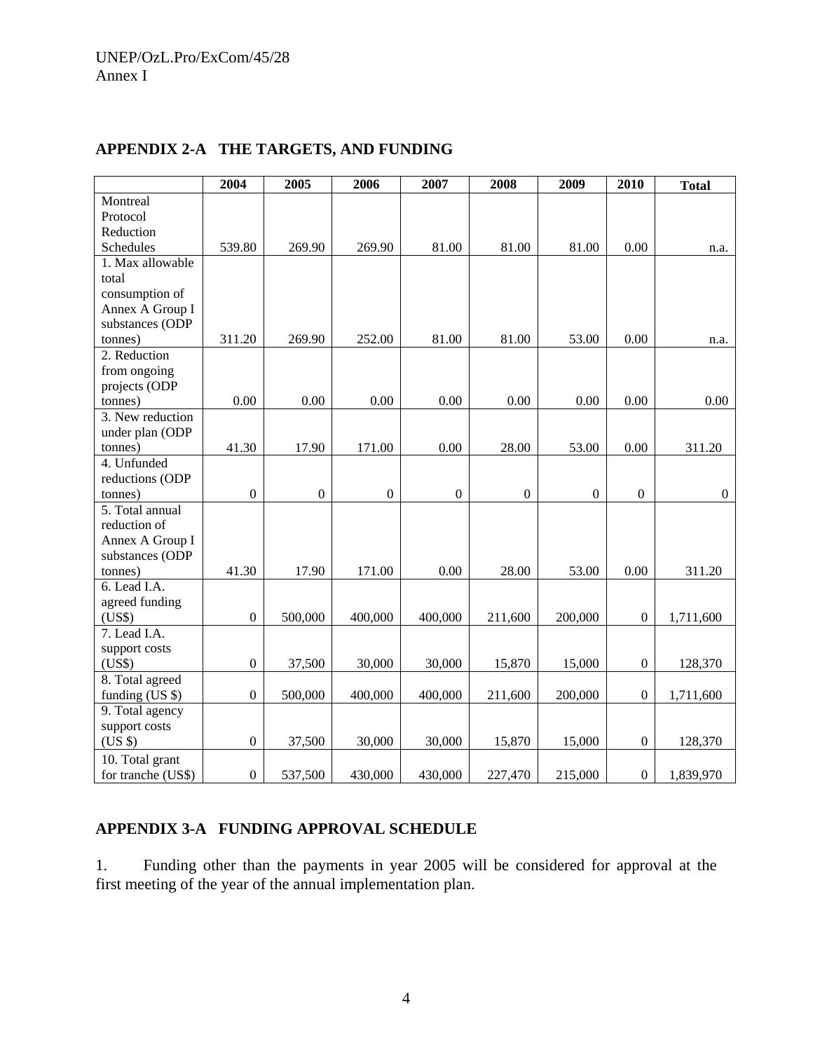## APPENDIX 2-A THE TARGETS, AND FUNDING

| | 2004 | 2005 | 2006 | 2007 | 2008 | 2009 | 2010 | Total |
|---|---|---|---|---|---|---|---|---|
| Montreal Protocol Reduction Schedules | 539.80 | 269.90 | 269.90 | 81.00 | 81.00 | 81.00 | 0.00 | n.a. |
| 1. Max allowable total consumption of Annex A Group I substances (ODP tonnes) | 311.20 | 269.90 | 252.00 | 81.00 | 81.00 | 53.00 | 0.00 | n.a. |
| 2. Reduction from ongoing projects (ODP tonnes) | 0.00 | 0.00 | 0.00 | 0.00 | 0.00 | 0.00 | 0.00 | 0.00 |
| 3. New reduction under plan (ODP tonnes) | 41.30 | 17.90 | 171.00 | 0.00 | 28.00 | 53.00 | 0.00 | 311.20 |
| 4. Unfunded reductions (ODP tonnes) | 0 | 0 | 0 | 0 | 0 | 0 | 0 | 0 |
| 5. Total annual reduction of Annex A Group I substances (ODP tonnes) | 41.30 | 17.90 | 171.00 | 0.00 | 28.00 | 53.00 | 0.00 | 311.20 |
| 6. Lead I.A. agreed funding (US$) | 0 | 500,000 | 400,000 | 400,000 | 211,600 | 200,000 | 0 | 1,711,600 |
| 7. Lead I.A. support costs (US$) | 0 | 37,500 | 30,000 | 30,000 | 15,870 | 15,000 | 0 | 128,370 |
| 8. Total agreed funding (US $) | 0 | 500,000 | 400,000 | 400,000 | 211,600 | 200,000 | 0 | 1,711,600 |
| 9. Total agency support costs (US $) | 0 | 37,500 | 30,000 | 30,000 | 15,870 | 15,000 | 0 | 128,370 |
| 10. Total grant for tranche (US$) | 0 | 537,500 | 430,000 | 430,000 | 227,470 | 215,000 | 0 | 1,839,970 |

## APPENDIX 3-A FUNDING APPROVAL SCHEDULE

1. Funding other than the payments in year 2005 will be considered for approval at the first meeting of the year of the annual implementation plan.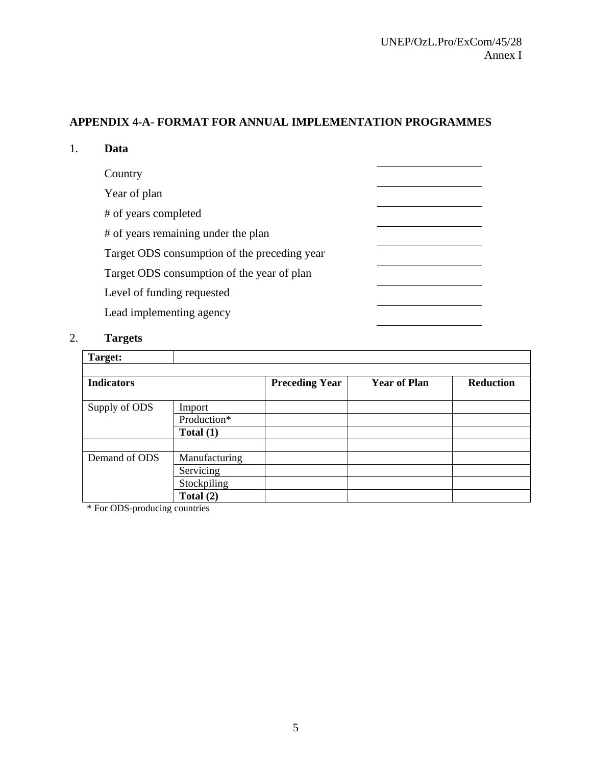## APPENDIX 4-A- FORMAT FOR ANNUAL IMPLEMENTATION PROGRAMMES

1. **Data**

| | |
|---|---|
| Country | ____________ |
| Year of plan | ____________ |
| # of years completed | ____________ |
| # of years remaining under the plan | ____________ |
| Target ODS consumption of the preceding year | ____________ |
| Target ODS consumption of the year of plan | ____________ |
| Level of funding requested | ____________ |
| Lead implementing agency | ____________ |

2. **Targets**

| **Target:** | | | | |
|---|---|---|---|---|
| | | | | |
| **Indicators** | | **Preceding Year** | **Year of Plan** | **Reduction** |
| Supply of ODS | Import | | | |
| | Production* | | | |
| | **Total (1)** | | | |
| | | | | |
| Demand of ODS | Manufacturing | | | |
| | Servicing | | | |
| | Stockpiling | | | |
| | **Total (2)** | | | |

* For ODS-producing countries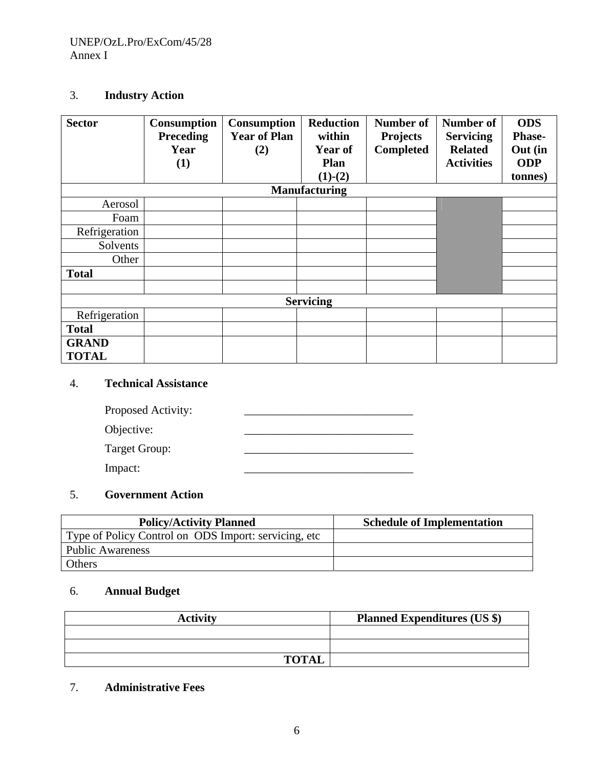3. **Industry Action**

| Sector | Consumption Preceding Year (1) | Consumption Year of Plan (2) | Reduction within Year of Plan (1)-(2) | Number of Projects Completed | Number of Servicing Related Activities | ODS Phase-Out (in ODP tonnes) |
|---|---|---|---|---|---|---|
| **Manufacturing** | | | | | | |
| Aerosol | | | | | | |
| Foam | | | | | | |
| Refrigeration | | | | | | |
| Solvents | | | | | | |
| Other | | | | | | |
| **Total** | | | | | | |
| | | | | | | |
| **Servicing** | | | | | | |
| Refrigeration | | | | | | |
| **Total** | | | | | | |
| **GRAND TOTAL** | | | | | | |

4. **Technical Assistance**

Proposed Activity: \_\_\_\_\_\_\_\_\_\_\_\_\_\_\_\_\_\_\_\_\_\_\_\_\_\_\_\_\_\_

Objective: \_\_\_\_\_\_\_\_\_\_\_\_\_\_\_\_\_\_\_\_\_\_\_\_\_\_\_\_\_\_

Target Group: \_\_\_\_\_\_\_\_\_\_\_\_\_\_\_\_\_\_\_\_\_\_\_\_\_\_\_\_\_\_

Impact: \_\_\_\_\_\_\_\_\_\_\_\_\_\_\_\_\_\_\_\_\_\_\_\_\_\_\_\_\_\_

5. **Government Action**

| Policy/Activity Planned | Schedule of Implementation |
|---|---|
| Type of Policy Control on ODS Import: servicing, etc | |
| Public Awareness | |
| Others | |

6. **Annual Budget**

| Activity | Planned Expenditures (US $) |
|---|---|
| | |
| | |
| **TOTAL** | |

7. **Administrative Fees**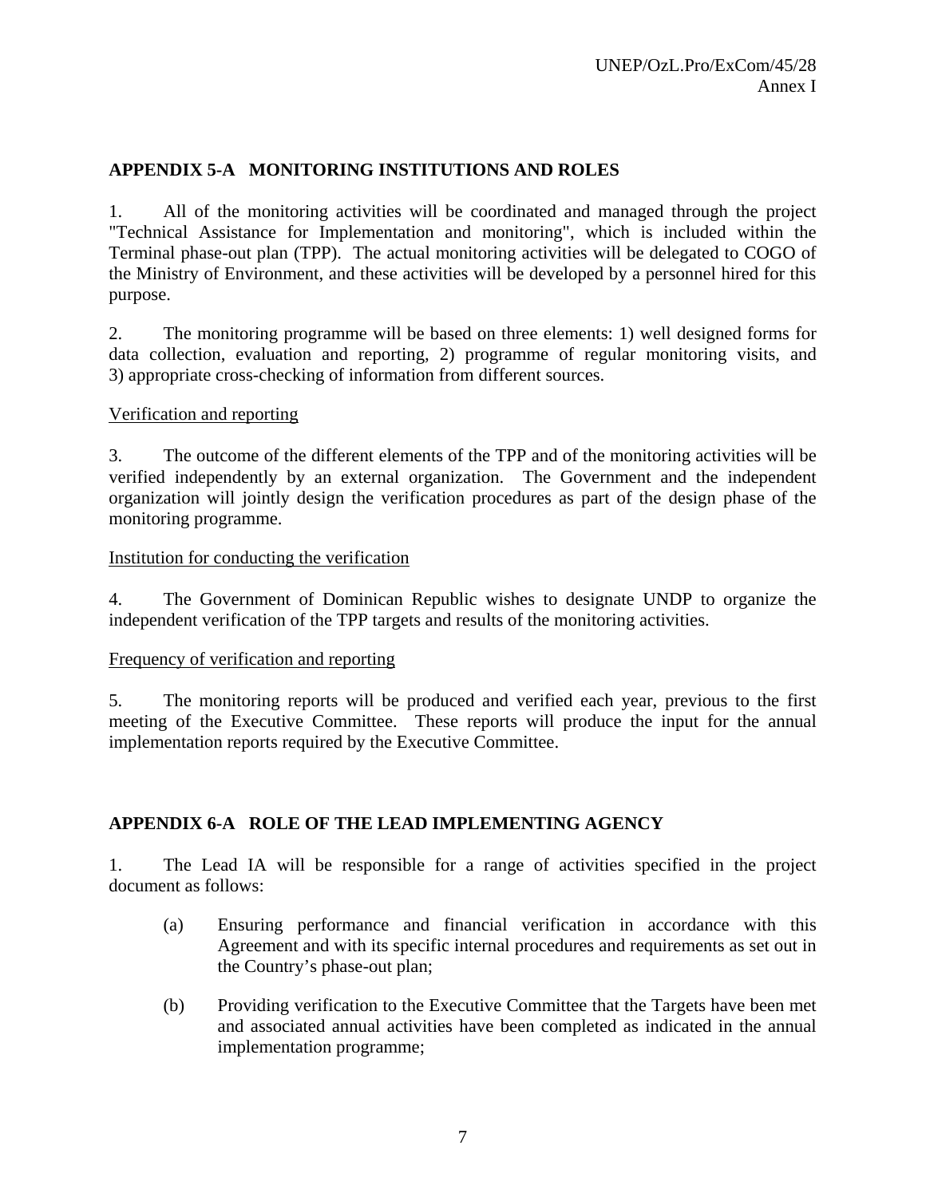## APPENDIX 5-A MONITORING INSTITUTIONS AND ROLES

1. All of the monitoring activities will be coordinated and managed through the project "Technical Assistance for Implementation and monitoring", which is included within the Terminal phase-out plan (TPP). The actual monitoring activities will be delegated to COGO of the Ministry of Environment, and these activities will be developed by a personnel hired for this purpose.

2. The monitoring programme will be based on three elements: 1) well designed forms for data collection, evaluation and reporting, 2) programme of regular monitoring visits, and 3) appropriate cross-checking of information from different sources.

Verification and reporting

3. The outcome of the different elements of the TPP and of the monitoring activities will be verified independently by an external organization. The Government and the independent organization will jointly design the verification procedures as part of the design phase of the monitoring programme.

Institution for conducting the verification

4. The Government of Dominican Republic wishes to designate UNDP to organize the independent verification of the TPP targets and results of the monitoring activities.

Frequency of verification and reporting

5. The monitoring reports will be produced and verified each year, previous to the first meeting of the Executive Committee. These reports will produce the input for the annual implementation reports required by the Executive Committee.

## APPENDIX 6-A ROLE OF THE LEAD IMPLEMENTING AGENCY

1. The Lead IA will be responsible for a range of activities specified in the project document as follows:

(a) Ensuring performance and financial verification in accordance with this Agreement and with its specific internal procedures and requirements as set out in the Country's phase-out plan;

(b) Providing verification to the Executive Committee that the Targets have been met and associated annual activities have been completed as indicated in the annual implementation programme;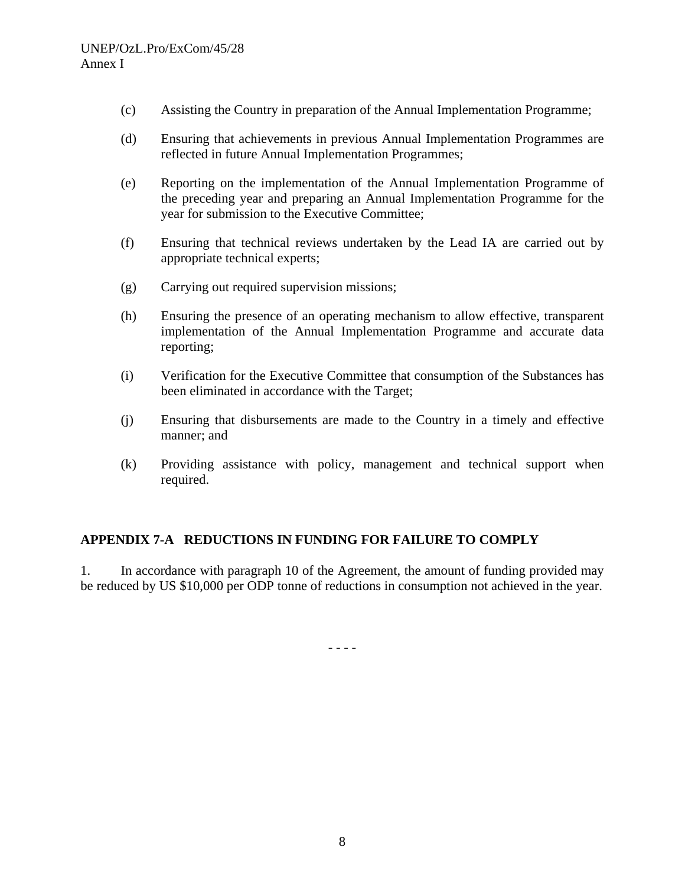(c) Assisting the Country in preparation of the Annual Implementation Programme;

(d) Ensuring that achievements in previous Annual Implementation Programmes are reflected in future Annual Implementation Programmes;

(e) Reporting on the implementation of the Annual Implementation Programme of the preceding year and preparing an Annual Implementation Programme for the year for submission to the Executive Committee;

(f) Ensuring that technical reviews undertaken by the Lead IA are carried out by appropriate technical experts;

(g) Carrying out required supervision missions;

(h) Ensuring the presence of an operating mechanism to allow effective, transparent implementation of the Annual Implementation Programme and accurate data reporting;

(i) Verification for the Executive Committee that consumption of the Substances has been eliminated in accordance with the Target;

(j) Ensuring that disbursements are made to the Country in a timely and effective manner; and

(k) Providing assistance with policy, management and technical support when required.

## APPENDIX 7-A REDUCTIONS IN FUNDING FOR FAILURE TO COMPLY

1. In accordance with paragraph 10 of the Agreement, the amount of funding provided may be reduced by US $10,000 per ODP tonne of reductions in consumption not achieved in the year.

- - - -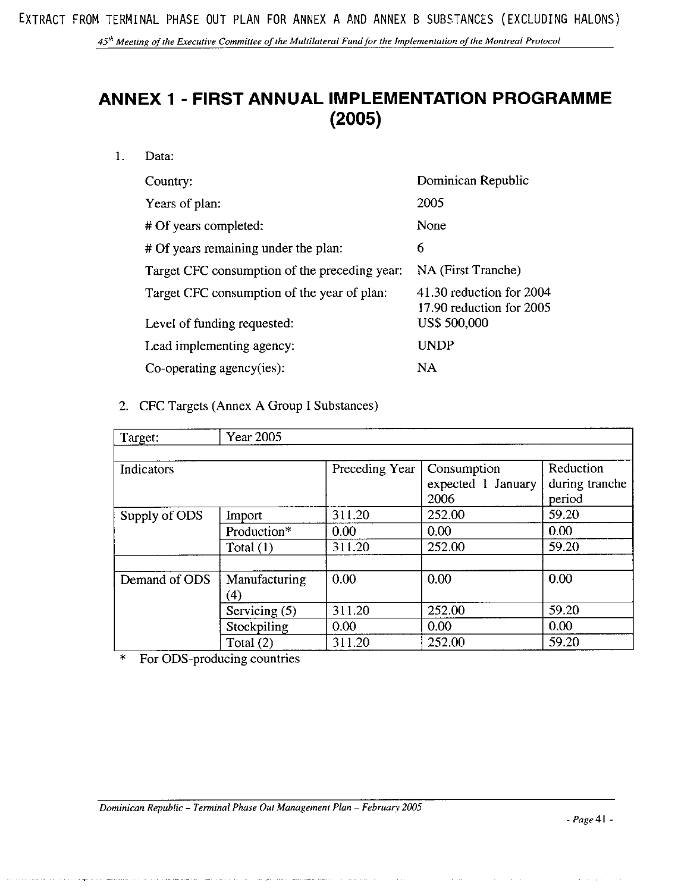# ANNEX 1 - FIRST ANNUAL IMPLEMENTATION PROGRAMME (2005)

1. Data:

| | |
|---|---|
| Country: | Dominican Republic |
| Years of plan: | 2005 |
| # Of years completed: | None |
| # Of years remaining under the plan: | 6 |
| Target CFC consumption of the preceding year: | NA (First Tranche) |
| Target CFC consumption of the year of plan: | 41.30 reduction for 2004<br>17.90 reduction for 2005 |
| Level of funding requested: | US$ 500,000 |
| Lead implementing agency: | UNDP |
| Co-operating agency(ies): | NA |

2. CFC Targets (Annex A Group I Substances)

| Target: | Year 2005 | | | |
|---|---|---|---|---|
| | | | | |
| Indicators | | Preceding Year | Consumption expected 1 January 2006 | Reduction during tranche period |
| Supply of ODS | Import | 311.20 | 252.00 | 59.20 |
| | Production* | 0.00 | 0.00 | 0.00 |
| | Total (1) | 311.20 | 252.00 | 59.20 |
| | | | | |
| Demand of ODS | Manufacturing (4) | 0.00 | 0.00 | 0.00 |
| | Servicing (5) | 311.20 | 252.00 | 59.20 |
| | Stockpiling | 0.00 | 0.00 | 0.00 |
| | Total (2) | 311.20 | 252.00 | 59.20 |

* For ODS-producing countries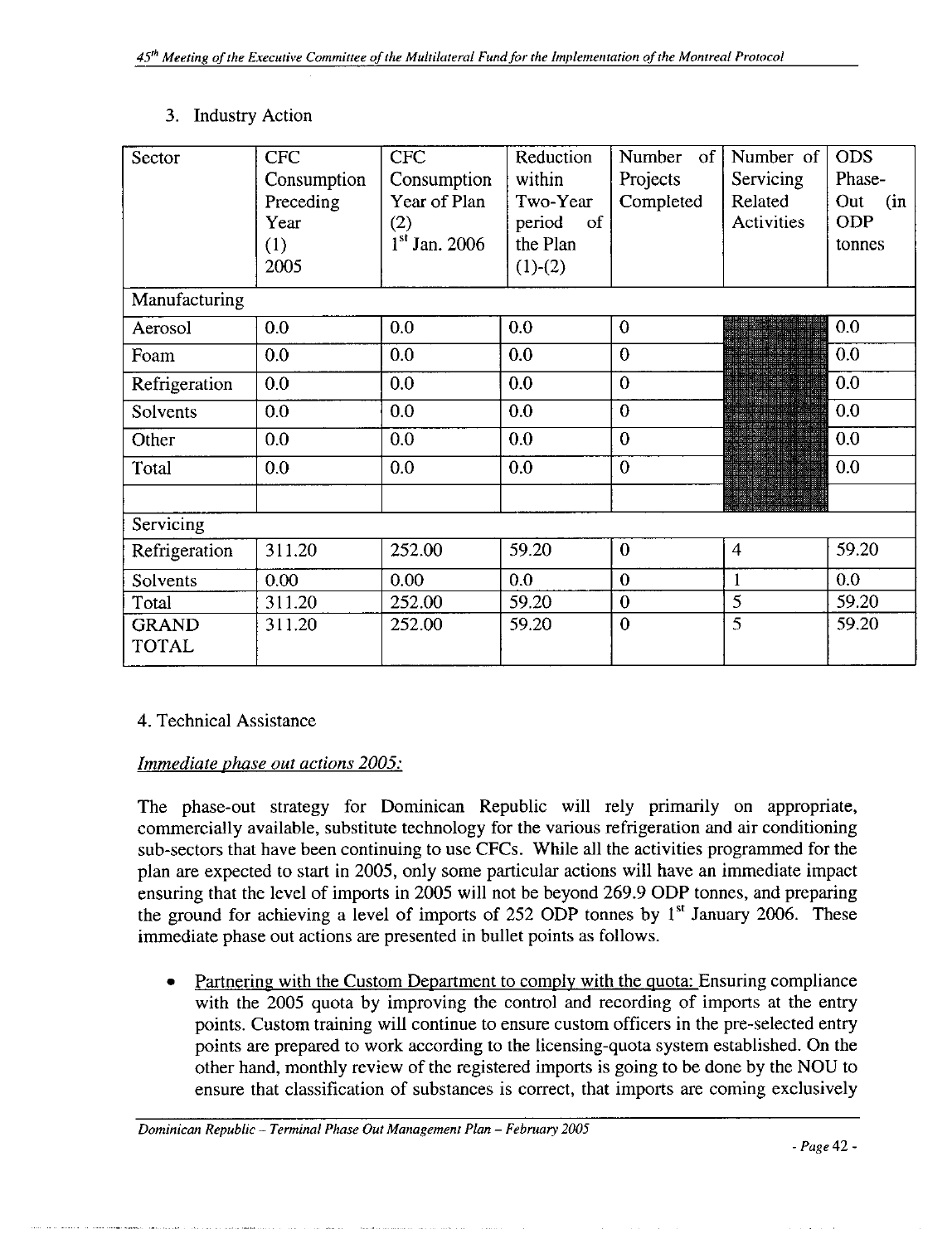3. Industry Action

| Sector | CFC Consumption Preceding Year (1) 2005 | CFC Consumption Year of Plan (2) 1st Jan. 2006 | Reduction within Two-Year period of the Plan (1)-(2) | Number of Projects Completed | Number of Servicing Related Activities | ODS Phase-Out (in ODP tonnes |
|---|---|---|---|---|---|---|
| Manufacturing | | | | | | |
| Aerosol | 0.0 | 0.0 | 0.0 | 0 | | 0.0 |
| Foam | 0.0 | 0.0 | 0.0 | 0 | | 0.0 |
| Refrigeration | 0.0 | 0.0 | 0.0 | 0 | | 0.0 |
| Solvents | 0.0 | 0.0 | 0.0 | 0 | | 0.0 |
| Other | 0.0 | 0.0 | 0.0 | 0 | | 0.0 |
| Total | 0.0 | 0.0 | 0.0 | 0 | | 0.0 |
| | | | | | | |
| Servicing | | | | | | |
| Refrigeration | 311.20 | 252.00 | 59.20 | 0 | 4 | 59.20 |
| Solvents | 0.00 | 0.00 | 0.0 | 0 | 1 | 0.0 |
| Total | 311.20 | 252.00 | 59.20 | 0 | 5 | 59.20 |
| GRAND TOTAL | 311.20 | 252.00 | 59.20 | 0 | 5 | 59.20 |

4. Technical Assistance

*Immediate phase out actions 2005:*

The phase-out strategy for Dominican Republic will rely primarily on appropriate, commercially available, substitute technology for the various refrigeration and air conditioning sub-sectors that have been continuing to use CFCs. While all the activities programmed for the plan are expected to start in 2005, only some particular actions will have an immediate impact ensuring that the level of imports in 2005 will not be beyond 269.9 ODP tonnes, and preparing the ground for achieving a level of imports of 252 ODP tonnes by 1st January 2006. These immediate phase out actions are presented in bullet points as follows.

- Partnering with the Custom Department to comply with the quota: Ensuring compliance with the 2005 quota by improving the control and recording of imports at the entry points. Custom training will continue to ensure custom officers in the pre-selected entry points are prepared to work according to the licensing-quota system established. On the other hand, monthly review of the registered imports is going to be done by the NOU to ensure that classification of substances is correct, that imports are coming exclusively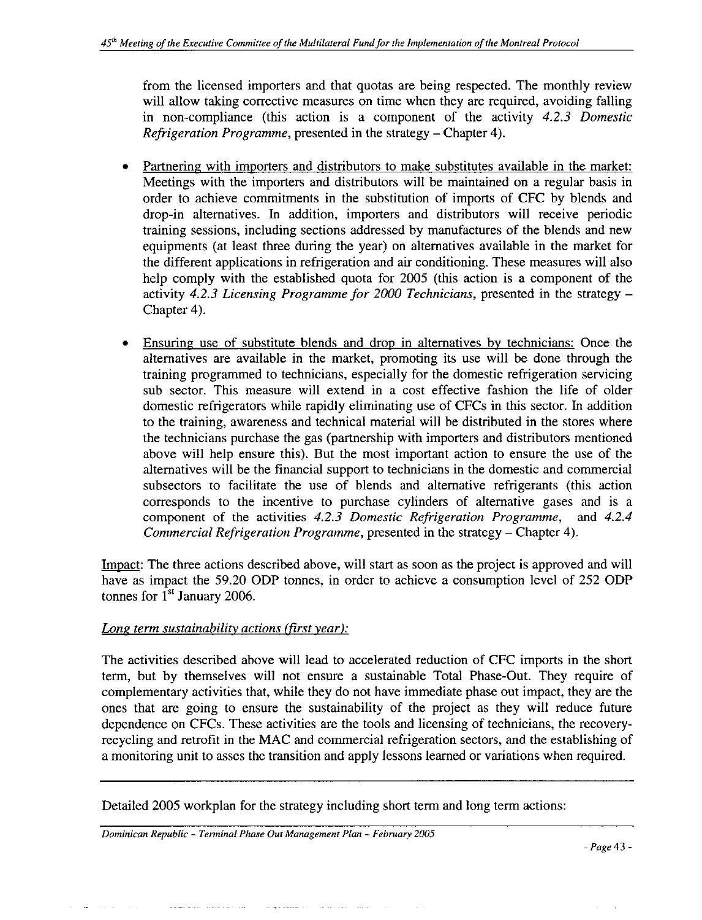from the licensed importers and that quotas are being respected. The monthly review will allow taking corrective measures on time when they are required, avoiding falling in non-compliance (this action is a component of the activity *4.2.3 Domestic Refrigeration Programme*, presented in the strategy – Chapter 4).

- Partnering with importers and distributors to make substitutes available in the market: Meetings with the importers and distributors will be maintained on a regular basis in order to achieve commitments in the substitution of imports of CFC by blends and drop-in alternatives. In addition, importers and distributors will receive periodic training sessions, including sections addressed by manufactures of the blends and new equipments (at least three during the year) on alternatives available in the market for the different applications in refrigeration and air conditioning. These measures will also help comply with the established quota for 2005 (this action is a component of the activity *4.2.3 Licensing Programme for 2000 Technicians*, presented in the strategy – Chapter 4).

- Ensuring use of substitute blends and drop in alternatives by technicians: Once the alternatives are available in the market, promoting its use will be done through the training programmed to technicians, especially for the domestic refrigeration servicing sub sector. This measure will extend in a cost effective fashion the life of older domestic refrigerators while rapidly eliminating use of CFCs in this sector. In addition to the training, awareness and technical material will be distributed in the stores where the technicians purchase the gas (partnership with importers and distributors mentioned above will help ensure this). But the most important action to ensure the use of the alternatives will be the financial support to technicians in the domestic and commercial subsectors to facilitate the use of blends and alternative refrigerants (this action corresponds to the incentive to purchase cylinders of alternative gases and is a component of the activities *4.2.3 Domestic Refrigeration Programme*, and *4.2.4 Commercial Refrigeration Programme*, presented in the strategy – Chapter 4).

Impact: The three actions described above, will start as soon as the project is approved and will have as impact the 59.20 ODP tonnes, in order to achieve a consumption level of 252 ODP tonnes for 1st January 2006.

*Long term sustainability actions (first year):*

The activities described above will lead to accelerated reduction of CFC imports in the short term, but by themselves will not ensure a sustainable Total Phase-Out. They require of complementary activities that, while they do not have immediate phase out impact, they are the ones that are going to ensure the sustainability of the project as they will reduce future dependence on CFCs. These activities are the tools and licensing of technicians, the recovery-recycling and retrofit in the MAC and commercial refrigeration sectors, and the establishing of a monitoring unit to asses the transition and apply lessons learned or variations when required.

Detailed 2005 workplan for the strategy including short term and long term actions: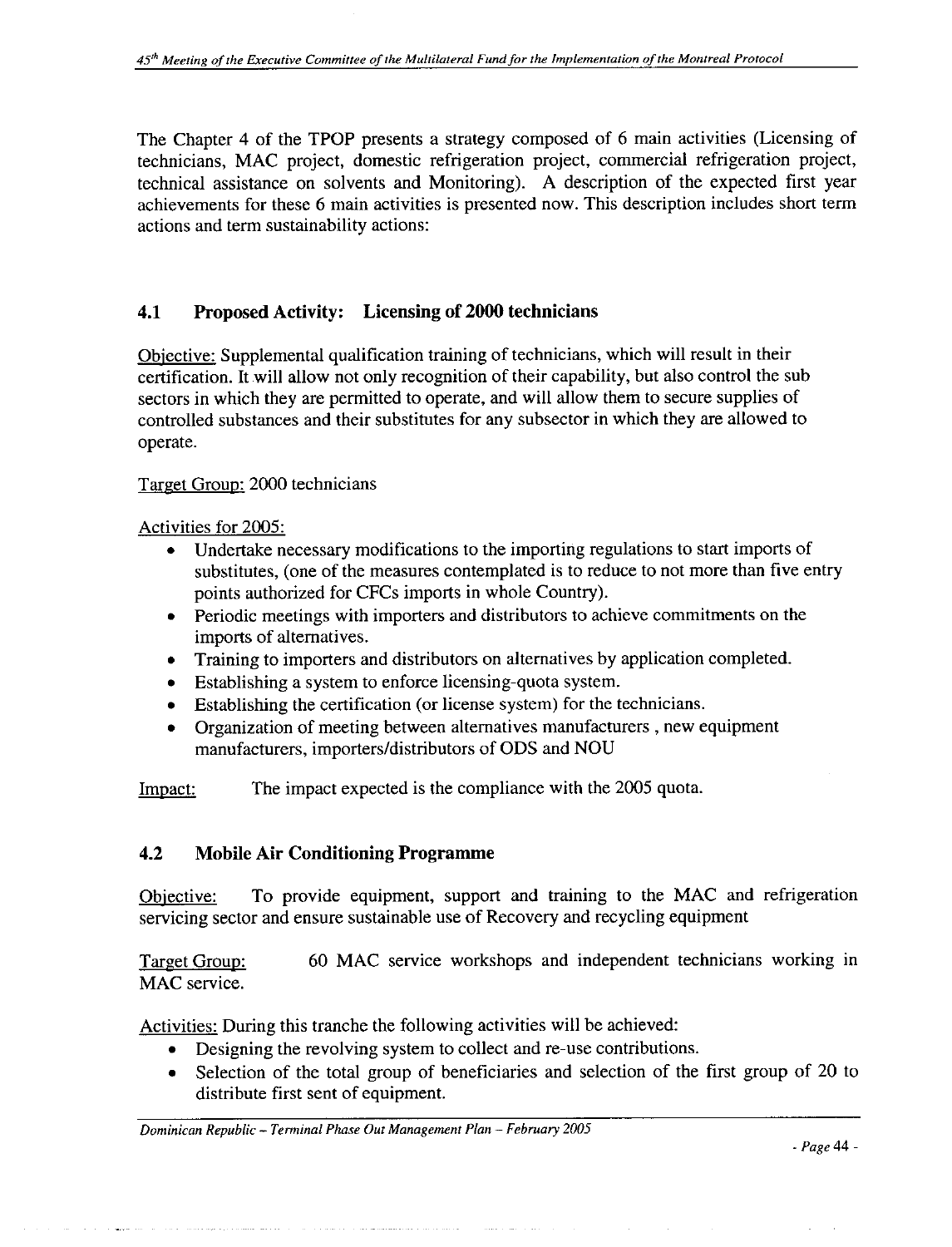The Chapter 4 of the TPOP presents a strategy composed of 6 main activities (Licensing of technicians, MAC project, domestic refrigeration project, commercial refrigeration project, technical assistance on solvents and Monitoring). A description of the expected first year achievements for these 6 main activities is presented now. This description includes short term actions and term sustainability actions:

## 4.1 Proposed Activity: Licensing of 2000 technicians

Objective: Supplemental qualification training of technicians, which will result in their certification. It will allow not only recognition of their capability, but also control the sub sectors in which they are permitted to operate, and will allow them to secure supplies of controlled substances and their substitutes for any subsector in which they are allowed to operate.

Target Group: 2000 technicians

Activities for 2005:

- Undertake necessary modifications to the importing regulations to start imports of substitutes, (one of the measures contemplated is to reduce to not more than five entry points authorized for CFCs imports in whole Country).
- Periodic meetings with importers and distributors to achieve commitments on the imports of alternatives.
- Training to importers and distributors on alternatives by application completed.
- Establishing a system to enforce licensing-quota system.
- Establishing the certification (or license system) for the technicians.
- Organization of meeting between alternatives manufacturers , new equipment manufacturers, importers/distributors of ODS and NOU

Impact: The impact expected is the compliance with the 2005 quota.

## 4.2 Mobile Air Conditioning Programme

Objective: To provide equipment, support and training to the MAC and refrigeration servicing sector and ensure sustainable use of Recovery and recycling equipment

Target Group: 60 MAC service workshops and independent technicians working in MAC service.

Activities: During this tranche the following activities will be achieved:

- Designing the revolving system to collect and re-use contributions.
- Selection of the total group of beneficiaries and selection of the first group of 20 to distribute first sent of equipment.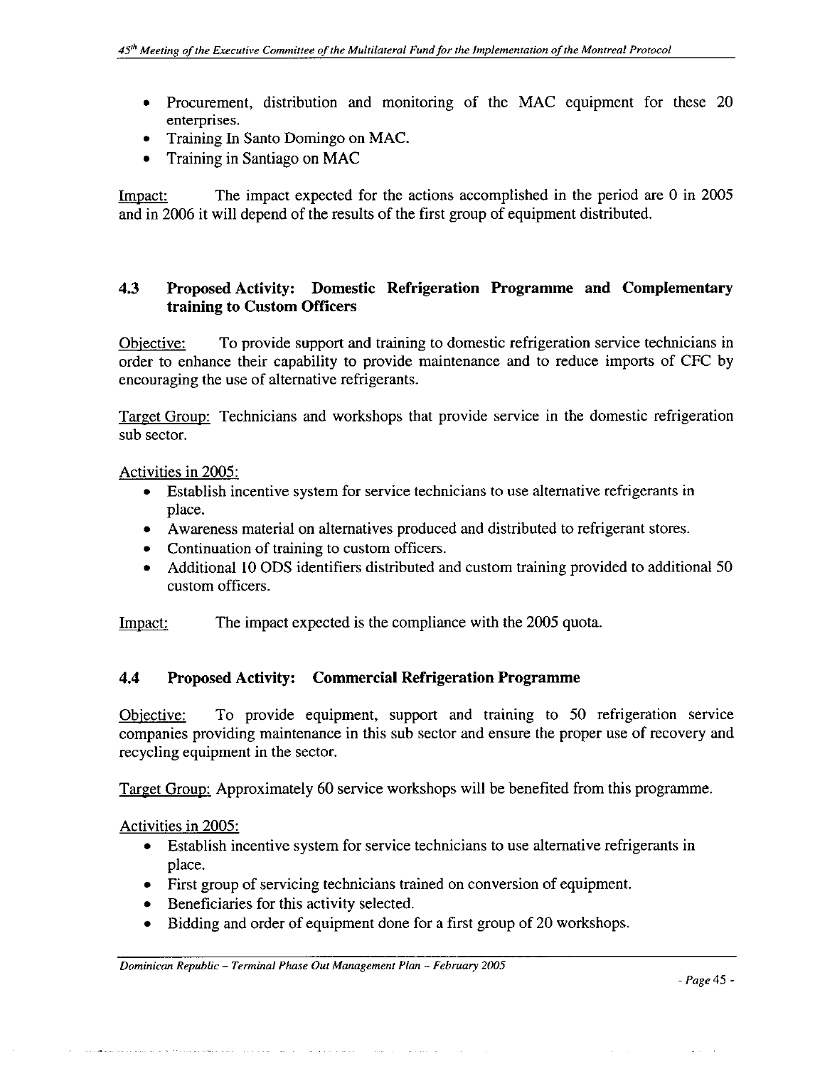- Procurement, distribution and monitoring of the MAC equipment for these 20 enterprises.
- Training In Santo Domingo on MAC.
- Training in Santiago on MAC

Impact: The impact expected for the actions accomplished in the period are 0 in 2005 and in 2006 it will depend of the results of the first group of equipment distributed.

### 4.3 Proposed Activity: Domestic Refrigeration Programme and Complementary training to Custom Officers

Objective: To provide support and training to domestic refrigeration service technicians in order to enhance their capability to provide maintenance and to reduce imports of CFC by encouraging the use of alternative refrigerants.

Target Group: Technicians and workshops that provide service in the domestic refrigeration sub sector.

Activities in 2005:

- Establish incentive system for service technicians to use alternative refrigerants in place.
- Awareness material on alternatives produced and distributed to refrigerant stores.
- Continuation of training to custom officers.
- Additional 10 ODS identifiers distributed and custom training provided to additional 50 custom officers.

Impact: The impact expected is the compliance with the 2005 quota.

### 4.4 Proposed Activity: Commercial Refrigeration Programme

Objective: To provide equipment, support and training to 50 refrigeration service companies providing maintenance in this sub sector and ensure the proper use of recovery and recycling equipment in the sector.

Target Group: Approximately 60 service workshops will be benefited from this programme.

Activities in 2005:

- Establish incentive system for service technicians to use alternative refrigerants in place.
- First group of servicing technicians trained on conversion of equipment.
- Beneficiaries for this activity selected.
- Bidding and order of equipment done for a first group of 20 workshops.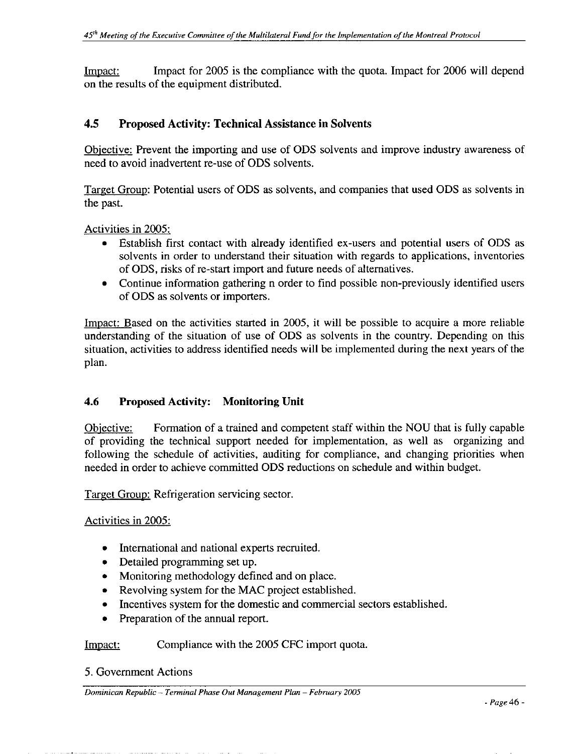<u>Impact:</u> Impact for 2005 is the compliance with the quota. Impact for 2006 will depend on the results of the equipment distributed.

### 4.5 Proposed Activity: Technical Assistance in Solvents

<u>Objective:</u> Prevent the importing and use of ODS solvents and improve industry awareness of need to avoid inadvertent re-use of ODS solvents.

<u>Target Group:</u> Potential users of ODS as solvents, and companies that used ODS as solvents in the past.

<u>Activities in 2005:</u>

- Establish first contact with already identified ex-users and potential users of ODS as solvents in order to understand their situation with regards to applications, inventories of ODS, risks of re-start import and future needs of alternatives.
- Continue information gathering n order to find possible non-previously identified users of ODS as solvents or importers.

<u>Impact:</u> Based on the activities started in 2005, it will be possible to acquire a more reliable understanding of the situation of use of ODS as solvents in the country. Depending on this situation, activities to address identified needs will be implemented during the next years of the plan.

### 4.6 Proposed Activity: Monitoring Unit

<u>Objective:</u> Formation of a trained and competent staff within the NOU that is fully capable of providing the technical support needed for implementation, as well as organizing and following the schedule of activities, auditing for compliance, and changing priorities when needed in order to achieve committed ODS reductions on schedule and within budget.

<u>Target Group:</u> Refrigeration servicing sector.

<u>Activities in 2005:</u>

- International and national experts recruited.
- Detailed programming set up.
- Monitoring methodology defined and on place.
- Revolving system for the MAC project established.
- Incentives system for the domestic and commercial sectors established.
- Preparation of the annual report.

<u>Impact:</u> Compliance with the 2005 CFC import quota.

5. Government Actions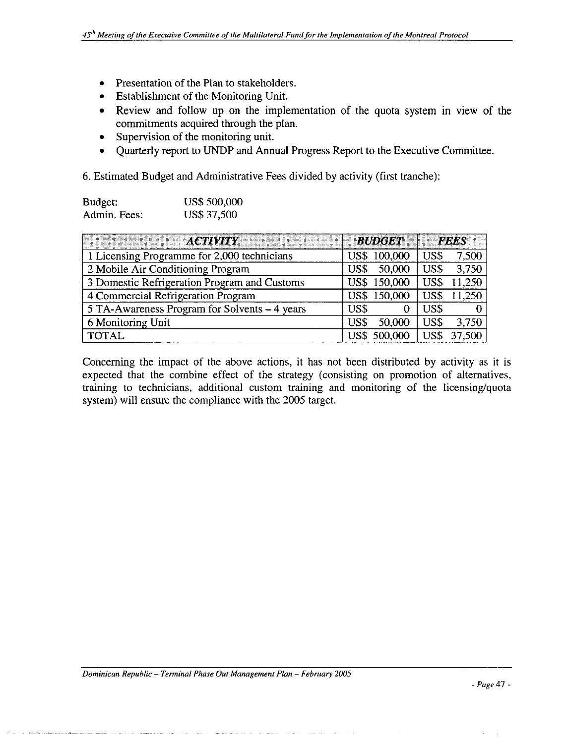- Presentation of the Plan to stakeholders.
- Establishment of the Monitoring Unit.
- Review and follow up on the implementation of the quota system in view of the commitments acquired through the plan.
- Supervision of the monitoring unit.
- Quarterly report to UNDP and Annual Progress Report to the Executive Committee.

6. Estimated Budget and Administrative Fees divided by activity (first tranche):

Budget: US$ 500,000
Admin. Fees: US$ 37,500

| ACTIVITY | BUDGET | FEES |
|---|---|---|
| 1 Licensing Programme for 2,000 technicians | US$ 100,000 | US$ 7,500 |
| 2 Mobile Air Conditioning Program | US$ 50,000 | US$ 3,750 |
| 3 Domestic Refrigeration Program and Customs | US$ 150,000 | US$ 11,250 |
| 4 Commercial Refrigeration Program | US$ 150,000 | US$ 11,250 |
| 5 TA-Awareness Program for Solvents – 4 years | US$ 0 | US$ 0 |
| 6 Monitoring Unit | US$ 50,000 | US$ 3,750 |
| TOTAL | US$ 500,000 | US$ 37,500 |

Concerning the impact of the above actions, it has not been distributed by activity as it is expected that the combine effect of the strategy (consisting on promotion of alternatives, training to technicians, additional custom training and monitoring of the licensing/quota system) will ensure the compliance with the 2005 target.